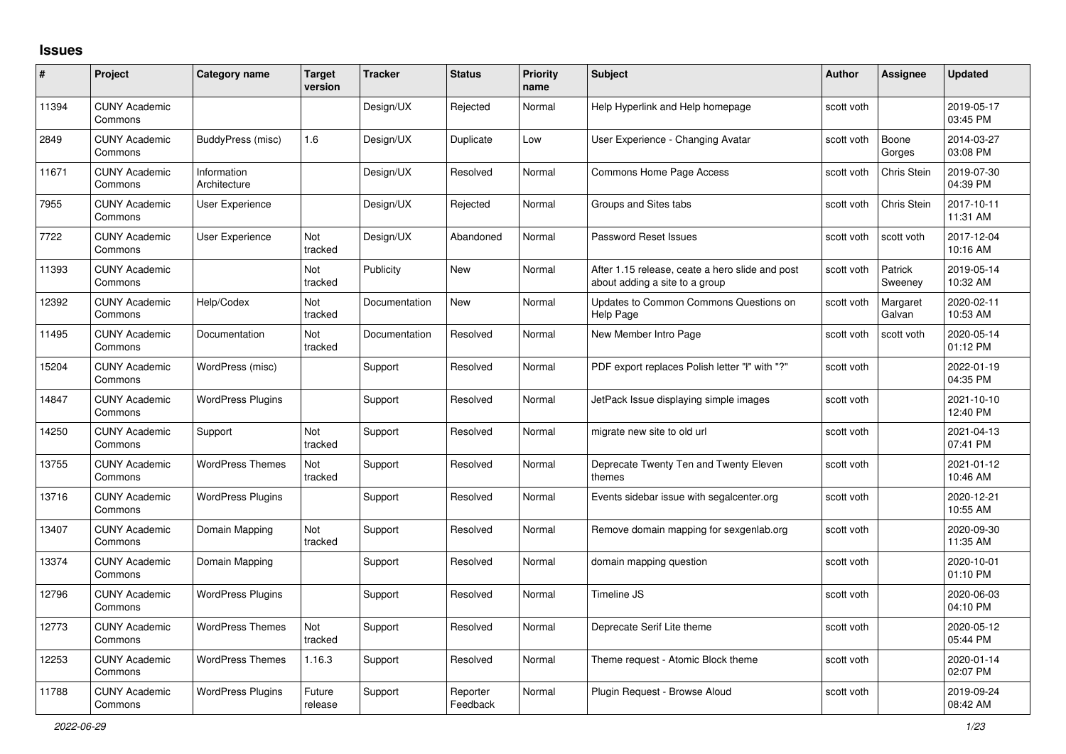# Issues

| # | Project | Category name | Target version | Tracker | Status | Priority name | Subject | Author | Assignee | Updated |
|---|---|---|---|---|---|---|---|---|---|---|
| 11394 | CUNY Academic Commons | | | Design/UX | Rejected | Normal | Help Hyperlink and Help homepage | scott voth | | 2019-05-17 03:45 PM |
| 2849 | CUNY Academic Commons | BuddyPress (misc) | 1.6 | Design/UX | Duplicate | Low | User Experience - Changing Avatar | scott voth | Boone Gorges | 2014-03-27 03:08 PM |
| 11671 | CUNY Academic Commons | Information Architecture | | Design/UX | Resolved | Normal | Commons Home Page Access | scott voth | Chris Stein | 2019-07-30 04:39 PM |
| 7955 | CUNY Academic Commons | User Experience | | Design/UX | Rejected | Normal | Groups and Sites tabs | scott voth | Chris Stein | 2017-10-11 11:31 AM |
| 7722 | CUNY Academic Commons | User Experience | Not tracked | Design/UX | Abandoned | Normal | Password Reset Issues | scott voth | scott voth | 2017-12-04 10:16 AM |
| 11393 | CUNY Academic Commons | | Not tracked | Publicity | New | Normal | After 1.15 release, ceate a hero slide and post about adding a site to a group | scott voth | Patrick Sweeney | 2019-05-14 10:32 AM |
| 12392 | CUNY Academic Commons | Help/Codex | Not tracked | Documentation | New | Normal | Updates to Common Commons Questions on Help Page | scott voth | Margaret Galvan | 2020-02-11 10:53 AM |
| 11495 | CUNY Academic Commons | Documentation | Not tracked | Documentation | Resolved | Normal | New Member Intro Page | scott voth | scott voth | 2020-05-14 01:12 PM |
| 15204 | CUNY Academic Commons | WordPress (misc) | | Support | Resolved | Normal | PDF export replaces Polish letter "ł" with "?" | scott voth | | 2022-01-19 04:35 PM |
| 14847 | CUNY Academic Commons | WordPress Plugins | | Support | Resolved | Normal | JetPack Issue displaying simple images | scott voth | | 2021-10-10 12:40 PM |
| 14250 | CUNY Academic Commons | Support | Not tracked | Support | Resolved | Normal | migrate new site to old url | scott voth | | 2021-04-13 07:41 PM |
| 13755 | CUNY Academic Commons | WordPress Themes | Not tracked | Support | Resolved | Normal | Deprecate Twenty Ten and Twenty Eleven themes | scott voth | | 2021-01-12 10:46 AM |
| 13716 | CUNY Academic Commons | WordPress Plugins | | Support | Resolved | Normal | Events sidebar issue with segalcenter.org | scott voth | | 2020-12-21 10:55 AM |
| 13407 | CUNY Academic Commons | Domain Mapping | Not tracked | Support | Resolved | Normal | Remove domain mapping for sexgenlab.org | scott voth | | 2020-09-30 11:35 AM |
| 13374 | CUNY Academic Commons | Domain Mapping | | Support | Resolved | Normal | domain mapping question | scott voth | | 2020-10-01 01:10 PM |
| 12796 | CUNY Academic Commons | WordPress Plugins | | Support | Resolved | Normal | Timeline JS | scott voth | | 2020-06-03 04:10 PM |
| 12773 | CUNY Academic Commons | WordPress Themes | Not tracked | Support | Resolved | Normal | Deprecate Serif Lite theme | scott voth | | 2020-05-12 05:44 PM |
| 12253 | CUNY Academic Commons | WordPress Themes | 1.16.3 | Support | Resolved | Normal | Theme request - Atomic Block theme | scott voth | | 2020-01-14 02:07 PM |
| 11788 | CUNY Academic Commons | WordPress Plugins | Future release | Support | Reporter Feedback | Normal | Plugin Request - Browse Aloud | scott voth | | 2019-09-24 08:42 AM |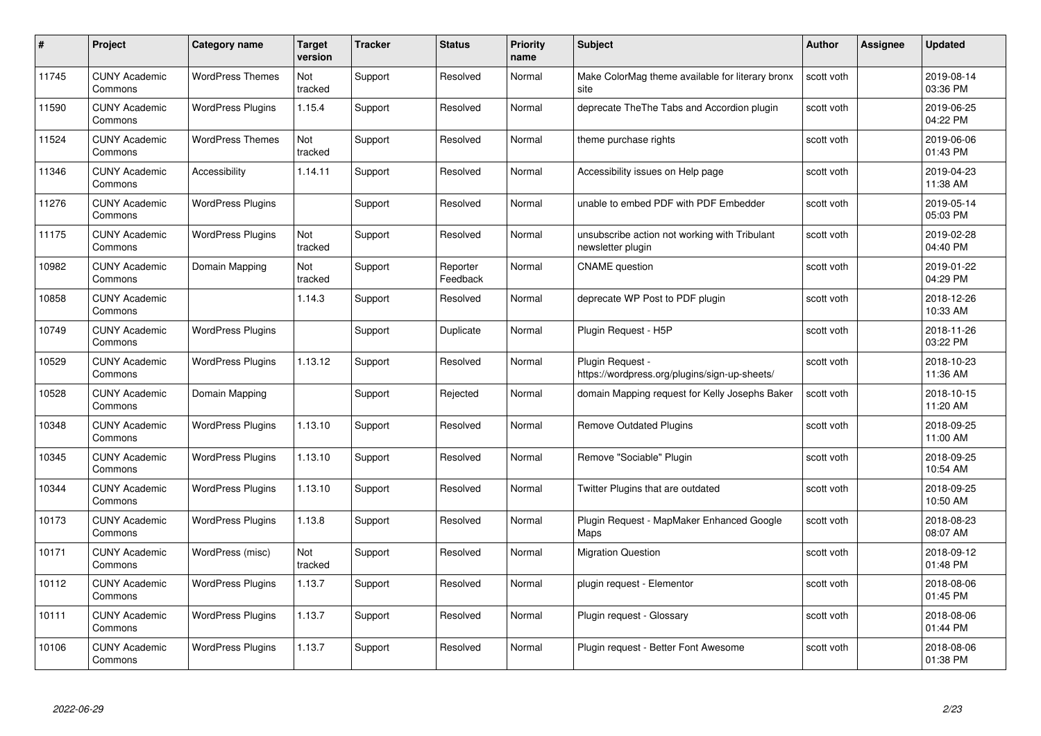| # | Project | Category name | Target version | Tracker | Status | Priority name | Subject | Author | Assignee | Updated |
|---|---|---|---|---|---|---|---|---|---|---|
| 11745 | CUNY Academic Commons | WordPress Themes | Not tracked | Support | Resolved | Normal | Make ColorMag theme available for literary bronx site | scott voth | | 2019-08-14 03:36 PM |
| 11590 | CUNY Academic Commons | WordPress Plugins | 1.15.4 | Support | Resolved | Normal | deprecate TheThe Tabs and Accordion plugin | scott voth | | 2019-06-25 04:22 PM |
| 11524 | CUNY Academic Commons | WordPress Themes | Not tracked | Support | Resolved | Normal | theme purchase rights | scott voth | | 2019-06-06 01:43 PM |
| 11346 | CUNY Academic Commons | Accessibility | 1.14.11 | Support | Resolved | Normal | Accessibility issues on Help page | scott voth | | 2019-04-23 11:38 AM |
| 11276 | CUNY Academic Commons | WordPress Plugins | | Support | Resolved | Normal | unable to embed PDF with PDF Embedder | scott voth | | 2019-05-14 05:03 PM |
| 11175 | CUNY Academic Commons | WordPress Plugins | Not tracked | Support | Resolved | Normal | unsubscribe action not working with Tribulant newsletter plugin | scott voth | | 2019-02-28 04:40 PM |
| 10982 | CUNY Academic Commons | Domain Mapping | Not tracked | Support | Reporter Feedback | Normal | CNAME question | scott voth | | 2019-01-22 04:29 PM |
| 10858 | CUNY Academic Commons | | 1.14.3 | Support | Resolved | Normal | deprecate WP Post to PDF plugin | scott voth | | 2018-12-26 10:33 AM |
| 10749 | CUNY Academic Commons | WordPress Plugins | | Support | Duplicate | Normal | Plugin Request - H5P | scott voth | | 2018-11-26 03:22 PM |
| 10529 | CUNY Academic Commons | WordPress Plugins | 1.13.12 | Support | Resolved | Normal | Plugin Request - https://wordpress.org/plugins/sign-up-sheets/ | scott voth | | 2018-10-23 11:36 AM |
| 10528 | CUNY Academic Commons | Domain Mapping | | Support | Rejected | Normal | domain Mapping request for Kelly Josephs Baker | scott voth | | 2018-10-15 11:20 AM |
| 10348 | CUNY Academic Commons | WordPress Plugins | 1.13.10 | Support | Resolved | Normal | Remove Outdated Plugins | scott voth | | 2018-09-25 11:00 AM |
| 10345 | CUNY Academic Commons | WordPress Plugins | 1.13.10 | Support | Resolved | Normal | Remove "Sociable" Plugin | scott voth | | 2018-09-25 10:54 AM |
| 10344 | CUNY Academic Commons | WordPress Plugins | 1.13.10 | Support | Resolved | Normal | Twitter Plugins that are outdated | scott voth | | 2018-09-25 10:50 AM |
| 10173 | CUNY Academic Commons | WordPress Plugins | 1.13.8 | Support | Resolved | Normal | Plugin Request - MapMaker Enhanced Google Maps | scott voth | | 2018-08-23 08:07 AM |
| 10171 | CUNY Academic Commons | WordPress (misc) | Not tracked | Support | Resolved | Normal | Migration Question | scott voth | | 2018-09-12 01:48 PM |
| 10112 | CUNY Academic Commons | WordPress Plugins | 1.13.7 | Support | Resolved | Normal | plugin request - Elementor | scott voth | | 2018-08-06 01:45 PM |
| 10111 | CUNY Academic Commons | WordPress Plugins | 1.13.7 | Support | Resolved | Normal | Plugin request - Glossary | scott voth | | 2018-08-06 01:44 PM |
| 10106 | CUNY Academic Commons | WordPress Plugins | 1.13.7 | Support | Resolved | Normal | Plugin request - Better Font Awesome | scott voth | | 2018-08-06 01:38 PM |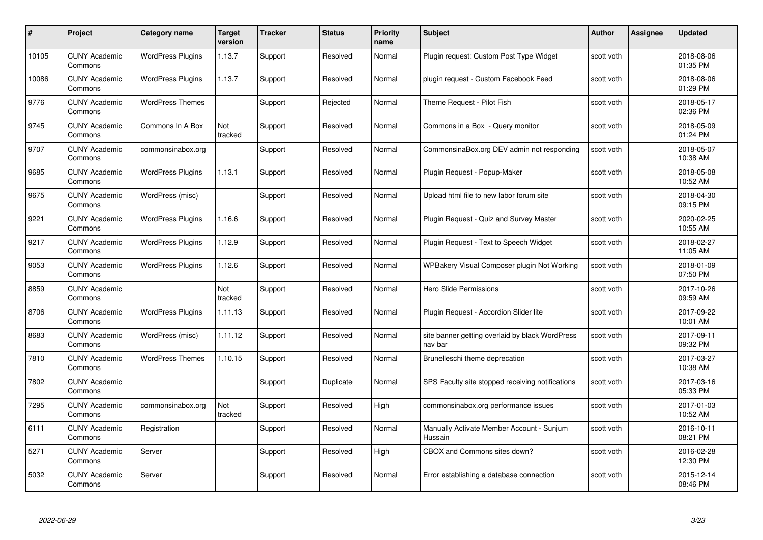| # | Project | Category name | Target version | Tracker | Status | Priority name | Subject | Author | Assignee | Updated |
|---|---|---|---|---|---|---|---|---|---|---|
| 10105 | CUNY Academic Commons | WordPress Plugins | 1.13.7 | Support | Resolved | Normal | Plugin request: Custom Post Type Widget | scott voth | | 2018-08-06 01:35 PM |
| 10086 | CUNY Academic Commons | WordPress Plugins | 1.13.7 | Support | Resolved | Normal | plugin request - Custom Facebook Feed | scott voth | | 2018-08-06 01:29 PM |
| 9776 | CUNY Academic Commons | WordPress Themes | | Support | Rejected | Normal | Theme Request - Pilot Fish | scott voth | | 2018-05-17 02:36 PM |
| 9745 | CUNY Academic Commons | Commons In A Box | Not tracked | Support | Resolved | Normal | Commons in a Box - Query monitor | scott voth | | 2018-05-09 01:24 PM |
| 9707 | CUNY Academic Commons | commonsinabox.org | | Support | Resolved | Normal | CommonsinaBox.org DEV admin not responding | scott voth | | 2018-05-07 10:38 AM |
| 9685 | CUNY Academic Commons | WordPress Plugins | 1.13.1 | Support | Resolved | Normal | Plugin Request - Popup-Maker | scott voth | | 2018-05-08 10:52 AM |
| 9675 | CUNY Academic Commons | WordPress (misc) | | Support | Resolved | Normal | Upload html file to new labor forum site | scott voth | | 2018-04-30 09:15 PM |
| 9221 | CUNY Academic Commons | WordPress Plugins | 1.16.6 | Support | Resolved | Normal | Plugin Request - Quiz and Survey Master | scott voth | | 2020-02-25 10:55 AM |
| 9217 | CUNY Academic Commons | WordPress Plugins | 1.12.9 | Support | Resolved | Normal | Plugin Request - Text to Speech Widget | scott voth | | 2018-02-27 11:05 AM |
| 9053 | CUNY Academic Commons | WordPress Plugins | 1.12.6 | Support | Resolved | Normal | WPBakery Visual Composer plugin Not Working | scott voth | | 2018-01-09 07:50 PM |
| 8859 | CUNY Academic Commons | | Not tracked | Support | Resolved | Normal | Hero Slide Permissions | scott voth | | 2017-10-26 09:59 AM |
| 8706 | CUNY Academic Commons | WordPress Plugins | 1.11.13 | Support | Resolved | Normal | Plugin Request - Accordion Slider lite | scott voth | | 2017-09-22 10:01 AM |
| 8683 | CUNY Academic Commons | WordPress (misc) | 1.11.12 | Support | Resolved | Normal | site banner getting overlaid by black WordPress nav bar | scott voth | | 2017-09-11 09:32 PM |
| 7810 | CUNY Academic Commons | WordPress Themes | 1.10.15 | Support | Resolved | Normal | Brunelleschi theme deprecation | scott voth | | 2017-03-27 10:38 AM |
| 7802 | CUNY Academic Commons | | | Support | Duplicate | Normal | SPS Faculty site stopped receiving notifications | scott voth | | 2017-03-16 05:33 PM |
| 7295 | CUNY Academic Commons | commonsinabox.org | Not tracked | Support | Resolved | High | commonsinabox.org performance issues | scott voth | | 2017-01-03 10:52 AM |
| 6111 | CUNY Academic Commons | Registration | | Support | Resolved | Normal | Manually Activate Member Account - Sunjum Hussain | scott voth | | 2016-10-11 08:21 PM |
| 5271 | CUNY Academic Commons | Server | | Support | Resolved | High | CBOX and Commons sites down? | scott voth | | 2016-02-28 12:30 PM |
| 5032 | CUNY Academic Commons | Server | | Support | Resolved | Normal | Error establishing a database connection | scott voth | | 2015-12-14 08:46 PM |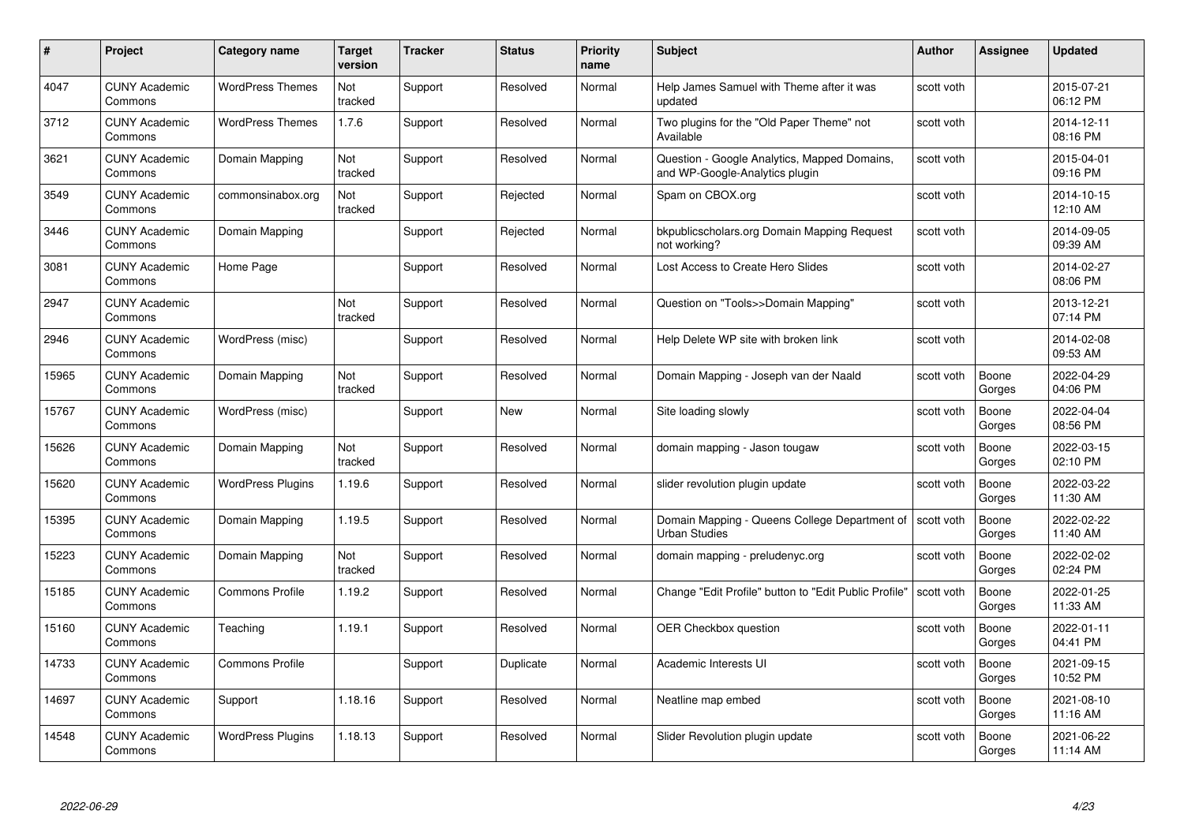| # | Project | Category name | Target version | Tracker | Status | Priority name | Subject | Author | Assignee | Updated |
|---|---|---|---|---|---|---|---|---|---|---|
| 4047 | CUNY Academic Commons | WordPress Themes | Not tracked | Support | Resolved | Normal | Help James Samuel with Theme after it was updated | scott voth | | 2015-07-21 06:12 PM |
| 3712 | CUNY Academic Commons | WordPress Themes | 1.7.6 | Support | Resolved | Normal | Two plugins for the "Old Paper Theme" not Available | scott voth | | 2014-12-11 08:16 PM |
| 3621 | CUNY Academic Commons | Domain Mapping | Not tracked | Support | Resolved | Normal | Question - Google Analytics, Mapped Domains, and WP-Google-Analytics plugin | scott voth | | 2015-04-01 09:16 PM |
| 3549 | CUNY Academic Commons | commonsinabox.org | Not tracked | Support | Rejected | Normal | Spam on CBOX.org | scott voth | | 2014-10-15 12:10 AM |
| 3446 | CUNY Academic Commons | Domain Mapping | | Support | Rejected | Normal | bkpublicscholars.org Domain Mapping Request not working? | scott voth | | 2014-09-05 09:39 AM |
| 3081 | CUNY Academic Commons | Home Page | | Support | Resolved | Normal | Lost Access to Create Hero Slides | scott voth | | 2014-02-27 08:06 PM |
| 2947 | CUNY Academic Commons | | Not tracked | Support | Resolved | Normal | Question on "Tools>>Domain Mapping" | scott voth | | 2013-12-21 07:14 PM |
| 2946 | CUNY Academic Commons | WordPress (misc) | | Support | Resolved | Normal | Help Delete WP site with broken link | scott voth | | 2014-02-08 09:53 AM |
| 15965 | CUNY Academic Commons | Domain Mapping | Not tracked | Support | Resolved | Normal | Domain Mapping - Joseph van der Naald | scott voth | Boone Gorges | 2022-04-29 04:06 PM |
| 15767 | CUNY Academic Commons | WordPress (misc) | | Support | New | Normal | Site loading slowly | scott voth | Boone Gorges | 2022-04-04 08:56 PM |
| 15626 | CUNY Academic Commons | Domain Mapping | Not tracked | Support | Resolved | Normal | domain mapping - Jason tougaw | scott voth | Boone Gorges | 2022-03-15 02:10 PM |
| 15620 | CUNY Academic Commons | WordPress Plugins | 1.19.6 | Support | Resolved | Normal | slider revolution plugin update | scott voth | Boone Gorges | 2022-03-22 11:30 AM |
| 15395 | CUNY Academic Commons | Domain Mapping | 1.19.5 | Support | Resolved | Normal | Domain Mapping - Queens College Department of Urban Studies | scott voth | Boone Gorges | 2022-02-22 11:40 AM |
| 15223 | CUNY Academic Commons | Domain Mapping | Not tracked | Support | Resolved | Normal | domain mapping - preludenyc.org | scott voth | Boone Gorges | 2022-02-02 02:24 PM |
| 15185 | CUNY Academic Commons | Commons Profile | 1.19.2 | Support | Resolved | Normal | Change "Edit Profile" button to "Edit Public Profile" | scott voth | Boone Gorges | 2022-01-25 11:33 AM |
| 15160 | CUNY Academic Commons | Teaching | 1.19.1 | Support | Resolved | Normal | OER Checkbox question | scott voth | Boone Gorges | 2022-01-11 04:41 PM |
| 14733 | CUNY Academic Commons | Commons Profile | | Support | Duplicate | Normal | Academic Interests UI | scott voth | Boone Gorges | 2021-09-15 10:52 PM |
| 14697 | CUNY Academic Commons | Support | 1.18.16 | Support | Resolved | Normal | Neatline map embed | scott voth | Boone Gorges | 2021-08-10 11:16 AM |
| 14548 | CUNY Academic Commons | WordPress Plugins | 1.18.13 | Support | Resolved | Normal | Slider Revolution plugin update | scott voth | Boone Gorges | 2021-06-22 11:14 AM |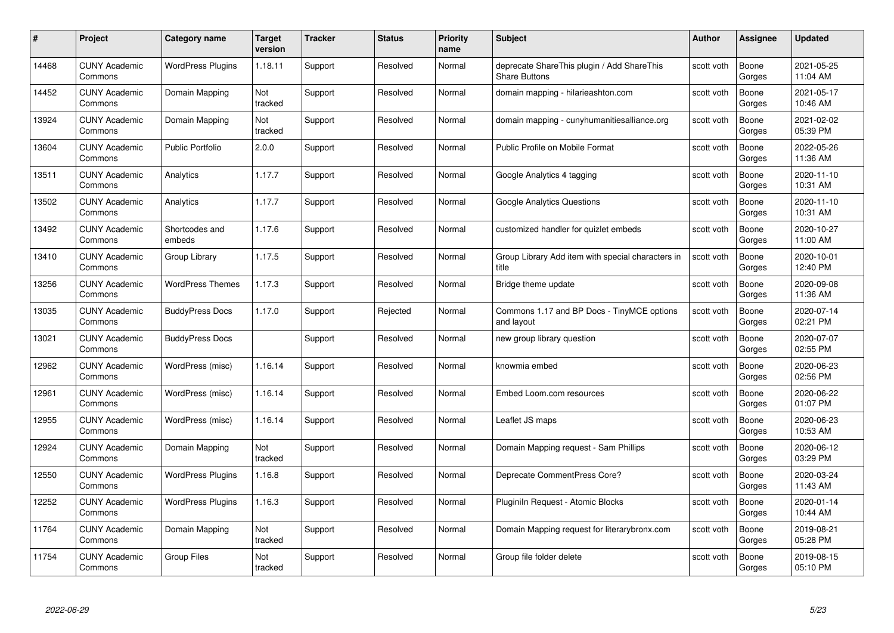| # | Project | Category name | Target version | Tracker | Status | Priority name | Subject | Author | Assignee | Updated |
|---|---|---|---|---|---|---|---|---|---|---|
| 14468 | CUNY Academic Commons | WordPress Plugins | 1.18.11 | Support | Resolved | Normal | deprecate ShareThis plugin / Add ShareThis Share Buttons | scott voth | Boone Gorges | 2021-05-25 11:04 AM |
| 14452 | CUNY Academic Commons | Domain Mapping | Not tracked | Support | Resolved | Normal | domain mapping - hilarieashton.com | scott voth | Boone Gorges | 2021-05-17 10:46 AM |
| 13924 | CUNY Academic Commons | Domain Mapping | Not tracked | Support | Resolved | Normal | domain mapping - cunyhumanitiesalliance.org | scott voth | Boone Gorges | 2021-02-02 05:39 PM |
| 13604 | CUNY Academic Commons | Public Portfolio | 2.0.0 | Support | Resolved | Normal | Public Profile on Mobile Format | scott voth | Boone Gorges | 2022-05-26 11:36 AM |
| 13511 | CUNY Academic Commons | Analytics | 1.17.7 | Support | Resolved | Normal | Google Analytics 4 tagging | scott voth | Boone Gorges | 2020-11-10 10:31 AM |
| 13502 | CUNY Academic Commons | Analytics | 1.17.7 | Support | Resolved | Normal | Google Analytics Questions | scott voth | Boone Gorges | 2020-11-10 10:31 AM |
| 13492 | CUNY Academic Commons | Shortcodes and embeds | 1.17.6 | Support | Resolved | Normal | customized handler for quizlet embeds | scott voth | Boone Gorges | 2020-10-27 11:00 AM |
| 13410 | CUNY Academic Commons | Group Library | 1.17.5 | Support | Resolved | Normal | Group Library Add item with special characters in title | scott voth | Boone Gorges | 2020-10-01 12:40 PM |
| 13256 | CUNY Academic Commons | WordPress Themes | 1.17.3 | Support | Resolved | Normal | Bridge theme update | scott voth | Boone Gorges | 2020-09-08 11:36 AM |
| 13035 | CUNY Academic Commons | BuddyPress Docs | 1.17.0 | Support | Rejected | Normal | Commons 1.17 and BP Docs - TinyMCE options and layout | scott voth | Boone Gorges | 2020-07-14 02:21 PM |
| 13021 | CUNY Academic Commons | BuddyPress Docs | | Support | Resolved | Normal | new group library question | scott voth | Boone Gorges | 2020-07-07 02:55 PM |
| 12962 | CUNY Academic Commons | WordPress (misc) | 1.16.14 | Support | Resolved | Normal | knowmia embed | scott voth | Boone Gorges | 2020-06-23 02:56 PM |
| 12961 | CUNY Academic Commons | WordPress (misc) | 1.16.14 | Support | Resolved | Normal | Embed Loom.com resources | scott voth | Boone Gorges | 2020-06-22 01:07 PM |
| 12955 | CUNY Academic Commons | WordPress (misc) | 1.16.14 | Support | Resolved | Normal | Leaflet JS maps | scott voth | Boone Gorges | 2020-06-23 10:53 AM |
| 12924 | CUNY Academic Commons | Domain Mapping | Not tracked | Support | Resolved | Normal | Domain Mapping request - Sam Phillips | scott voth | Boone Gorges | 2020-06-12 03:29 PM |
| 12550 | CUNY Academic Commons | WordPress Plugins | 1.16.8 | Support | Resolved | Normal | Deprecate CommentPress Core? | scott voth | Boone Gorges | 2020-03-24 11:43 AM |
| 12252 | CUNY Academic Commons | WordPress Plugins | 1.16.3 | Support | Resolved | Normal | Pluginln Request - Atomic Blocks | scott voth | Boone Gorges | 2020-01-14 10:44 AM |
| 11764 | CUNY Academic Commons | Domain Mapping | Not tracked | Support | Resolved | Normal | Domain Mapping request for literarybronx.com | scott voth | Boone Gorges | 2019-08-21 05:28 PM |
| 11754 | CUNY Academic Commons | Group Files | Not tracked | Support | Resolved | Normal | Group file folder delete | scott voth | Boone Gorges | 2019-08-15 05:10 PM |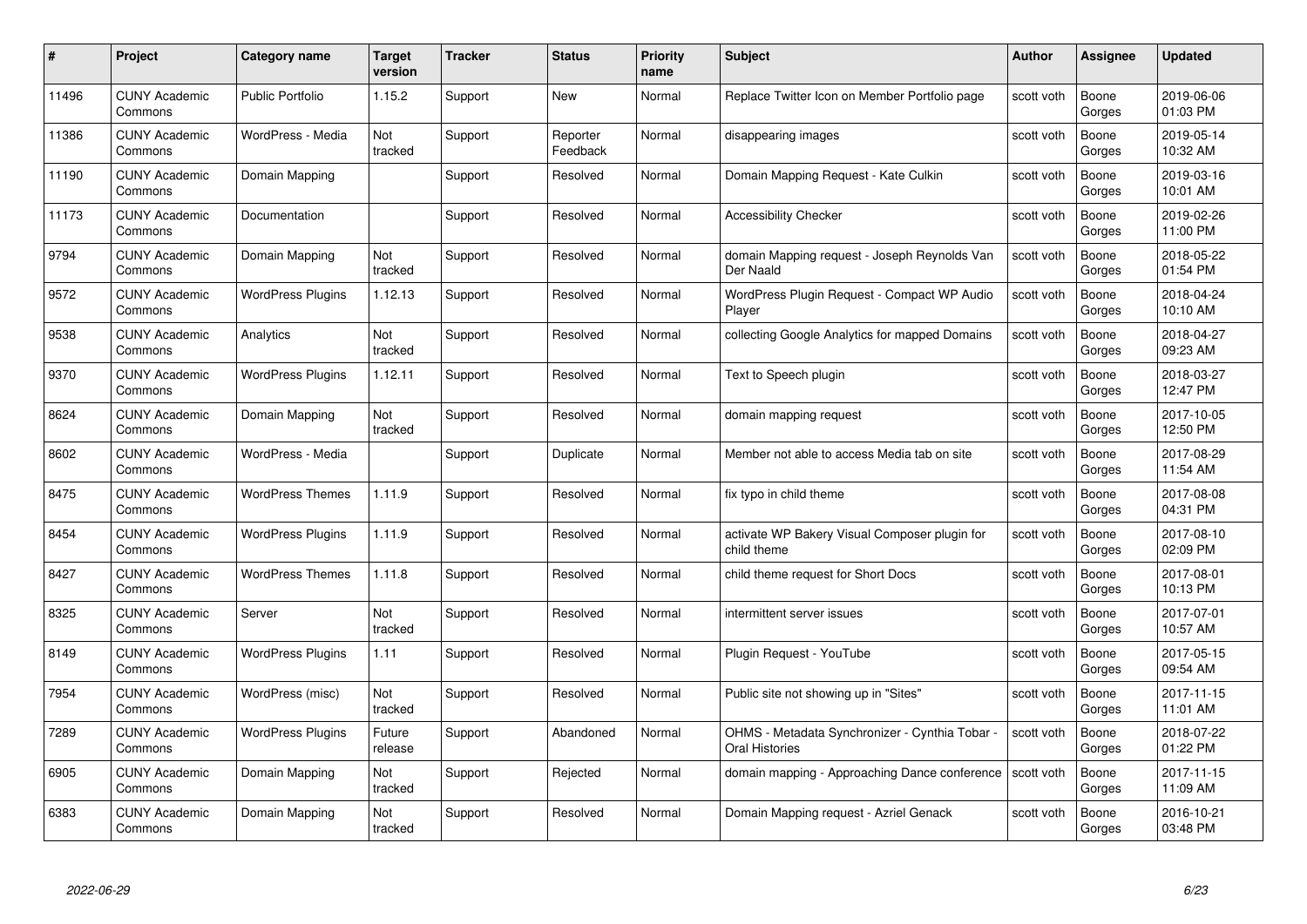| # | Project | Category name | Target version | Tracker | Status | Priority name | Subject | Author | Assignee | Updated |
|---|---|---|---|---|---|---|---|---|---|---|
| 11496 | CUNY Academic Commons | Public Portfolio | 1.15.2 | Support | New | Normal | Replace Twitter Icon on Member Portfolio page | scott voth | Boone Gorges | 2019-06-06 01:03 PM |
| 11386 | CUNY Academic Commons | WordPress - Media | Not tracked | Support | Reporter Feedback | Normal | disappearing images | scott voth | Boone Gorges | 2019-05-14 10:32 AM |
| 11190 | CUNY Academic Commons | Domain Mapping | | Support | Resolved | Normal | Domain Mapping Request - Kate Culkin | scott voth | Boone Gorges | 2019-03-16 10:01 AM |
| 11173 | CUNY Academic Commons | Documentation | | Support | Resolved | Normal | Accessibility Checker | scott voth | Boone Gorges | 2019-02-26 11:00 PM |
| 9794 | CUNY Academic Commons | Domain Mapping | Not tracked | Support | Resolved | Normal | domain Mapping request - Joseph Reynolds Van Der Naald | scott voth | Boone Gorges | 2018-05-22 01:54 PM |
| 9572 | CUNY Academic Commons | WordPress Plugins | 1.12.13 | Support | Resolved | Normal | WordPress Plugin Request - Compact WP Audio Player | scott voth | Boone Gorges | 2018-04-24 10:10 AM |
| 9538 | CUNY Academic Commons | Analytics | Not tracked | Support | Resolved | Normal | collecting Google Analytics for mapped Domains | scott voth | Boone Gorges | 2018-04-27 09:23 AM |
| 9370 | CUNY Academic Commons | WordPress Plugins | 1.12.11 | Support | Resolved | Normal | Text to Speech plugin | scott voth | Boone Gorges | 2018-03-27 12:47 PM |
| 8624 | CUNY Academic Commons | Domain Mapping | Not tracked | Support | Resolved | Normal | domain mapping request | scott voth | Boone Gorges | 2017-10-05 12:50 PM |
| 8602 | CUNY Academic Commons | WordPress - Media | | Support | Duplicate | Normal | Member not able to access Media tab on site | scott voth | Boone Gorges | 2017-08-29 11:54 AM |
| 8475 | CUNY Academic Commons | WordPress Themes | 1.11.9 | Support | Resolved | Normal | fix typo in child theme | scott voth | Boone Gorges | 2017-08-08 04:31 PM |
| 8454 | CUNY Academic Commons | WordPress Plugins | 1.11.9 | Support | Resolved | Normal | activate WP Bakery Visual Composer plugin for child theme | scott voth | Boone Gorges | 2017-08-10 02:09 PM |
| 8427 | CUNY Academic Commons | WordPress Themes | 1.11.8 | Support | Resolved | Normal | child theme request for Short Docs | scott voth | Boone Gorges | 2017-08-01 10:13 PM |
| 8325 | CUNY Academic Commons | Server | Not tracked | Support | Resolved | Normal | intermittent server issues | scott voth | Boone Gorges | 2017-07-01 10:57 AM |
| 8149 | CUNY Academic Commons | WordPress Plugins | 1.11 | Support | Resolved | Normal | Plugin Request - YouTube | scott voth | Boone Gorges | 2017-05-15 09:54 AM |
| 7954 | CUNY Academic Commons | WordPress (misc) | Not tracked | Support | Resolved | Normal | Public site not showing up in "Sites" | scott voth | Boone Gorges | 2017-11-15 11:01 AM |
| 7289 | CUNY Academic Commons | WordPress Plugins | Future release | Support | Abandoned | Normal | OHMS - Metadata Synchronizer - Cynthia Tobar - Oral Histories | scott voth | Boone Gorges | 2018-07-22 01:22 PM |
| 6905 | CUNY Academic Commons | Domain Mapping | Not tracked | Support | Rejected | Normal | domain mapping - Approaching Dance conference | scott voth | Boone Gorges | 2017-11-15 11:09 AM |
| 6383 | CUNY Academic Commons | Domain Mapping | Not tracked | Support | Resolved | Normal | Domain Mapping request - Azriel Genack | scott voth | Boone Gorges | 2016-10-21 03:48 PM |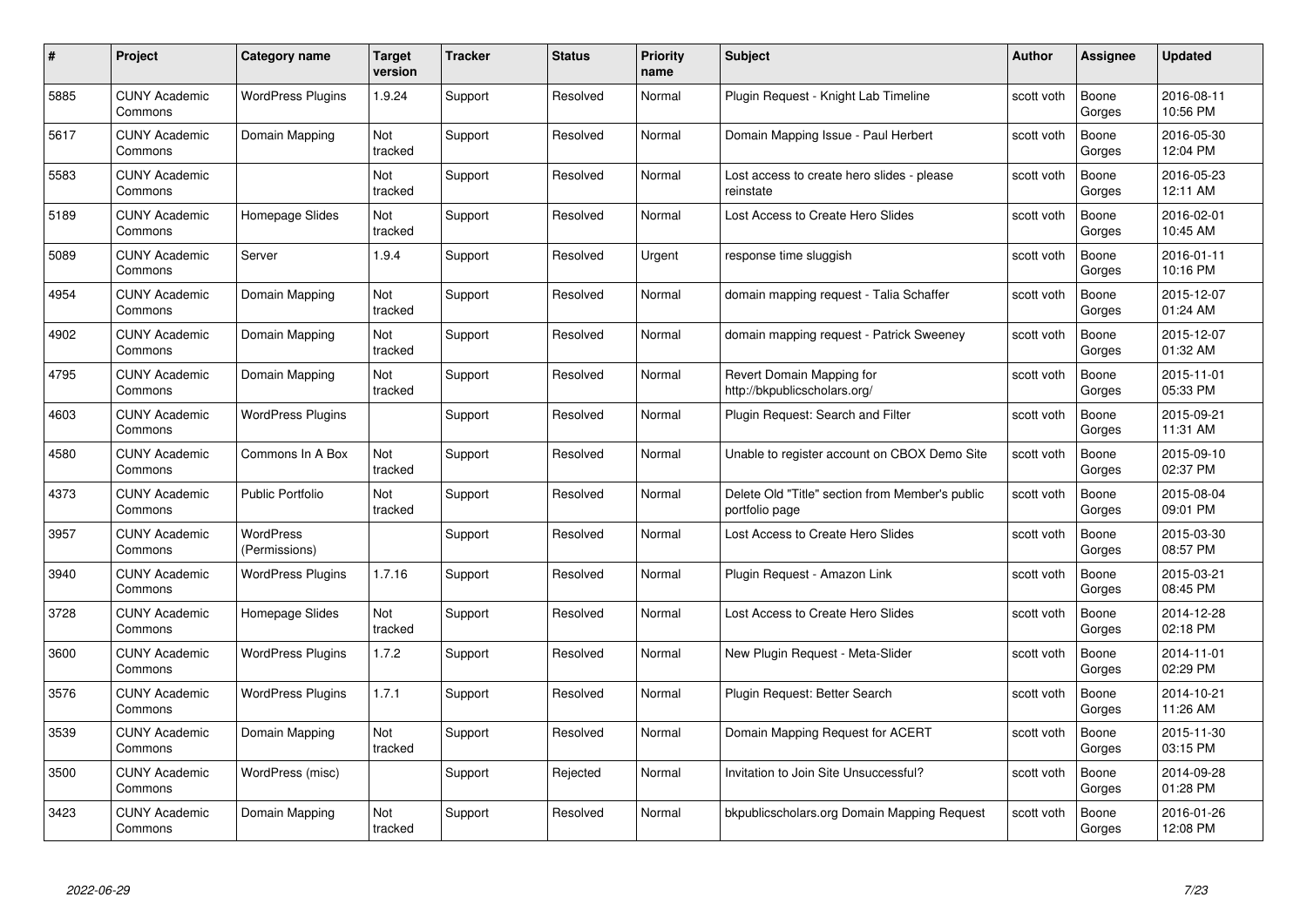| # | Project | Category name | Target version | Tracker | Status | Priority name | Subject | Author | Assignee | Updated |
|---|---|---|---|---|---|---|---|---|---|---|
| 5885 | CUNY Academic Commons | WordPress Plugins | 1.9.24 | Support | Resolved | Normal | Plugin Request - Knight Lab Timeline | scott voth | Boone Gorges | 2016-08-11 10:56 PM |
| 5617 | CUNY Academic Commons | Domain Mapping | Not tracked | Support | Resolved | Normal | Domain Mapping Issue - Paul Herbert | scott voth | Boone Gorges | 2016-05-30 12:04 PM |
| 5583 | CUNY Academic Commons | | Not tracked | Support | Resolved | Normal | Lost access to create hero slides - please reinstate | scott voth | Boone Gorges | 2016-05-23 12:11 AM |
| 5189 | CUNY Academic Commons | Homepage Slides | Not tracked | Support | Resolved | Normal | Lost Access to Create Hero Slides | scott voth | Boone Gorges | 2016-02-01 10:45 AM |
| 5089 | CUNY Academic Commons | Server | 1.9.4 | Support | Resolved | Urgent | response time sluggish | scott voth | Boone Gorges | 2016-01-11 10:16 PM |
| 4954 | CUNY Academic Commons | Domain Mapping | Not tracked | Support | Resolved | Normal | domain mapping request - Talia Schaffer | scott voth | Boone Gorges | 2015-12-07 01:24 AM |
| 4902 | CUNY Academic Commons | Domain Mapping | Not tracked | Support | Resolved | Normal | domain mapping request - Patrick Sweeney | scott voth | Boone Gorges | 2015-12-07 01:32 AM |
| 4795 | CUNY Academic Commons | Domain Mapping | Not tracked | Support | Resolved | Normal | Revert Domain Mapping for http://bkpublicscholars.org/ | scott voth | Boone Gorges | 2015-11-01 05:33 PM |
| 4603 | CUNY Academic Commons | WordPress Plugins | | Support | Resolved | Normal | Plugin Request: Search and Filter | scott voth | Boone Gorges | 2015-09-21 11:31 AM |
| 4580 | CUNY Academic Commons | Commons In A Box | Not tracked | Support | Resolved | Normal | Unable to register account on CBOX Demo Site | scott voth | Boone Gorges | 2015-09-10 02:37 PM |
| 4373 | CUNY Academic Commons | Public Portfolio | Not tracked | Support | Resolved | Normal | Delete Old "Title" section from Member's public portfolio page | scott voth | Boone Gorges | 2015-08-04 09:01 PM |
| 3957 | CUNY Academic Commons | WordPress (Permissions) | | Support | Resolved | Normal | Lost Access to Create Hero Slides | scott voth | Boone Gorges | 2015-03-30 08:57 PM |
| 3940 | CUNY Academic Commons | WordPress Plugins | 1.7.16 | Support | Resolved | Normal | Plugin Request - Amazon Link | scott voth | Boone Gorges | 2015-03-21 08:45 PM |
| 3728 | CUNY Academic Commons | Homepage Slides | Not tracked | Support | Resolved | Normal | Lost Access to Create Hero Slides | scott voth | Boone Gorges | 2014-12-28 02:18 PM |
| 3600 | CUNY Academic Commons | WordPress Plugins | 1.7.2 | Support | Resolved | Normal | New Plugin Request - Meta-Slider | scott voth | Boone Gorges | 2014-11-01 02:29 PM |
| 3576 | CUNY Academic Commons | WordPress Plugins | 1.7.1 | Support | Resolved | Normal | Plugin Request: Better Search | scott voth | Boone Gorges | 2014-10-21 11:26 AM |
| 3539 | CUNY Academic Commons | Domain Mapping | Not tracked | Support | Resolved | Normal | Domain Mapping Request for ACERT | scott voth | Boone Gorges | 2015-11-30 03:15 PM |
| 3500 | CUNY Academic Commons | WordPress (misc) | | Support | Rejected | Normal | Invitation to Join Site Unsuccessful? | scott voth | Boone Gorges | 2014-09-28 01:28 PM |
| 3423 | CUNY Academic Commons | Domain Mapping | Not tracked | Support | Resolved | Normal | bkpublicscholars.org Domain Mapping Request | scott voth | Boone Gorges | 2016-01-26 12:08 PM |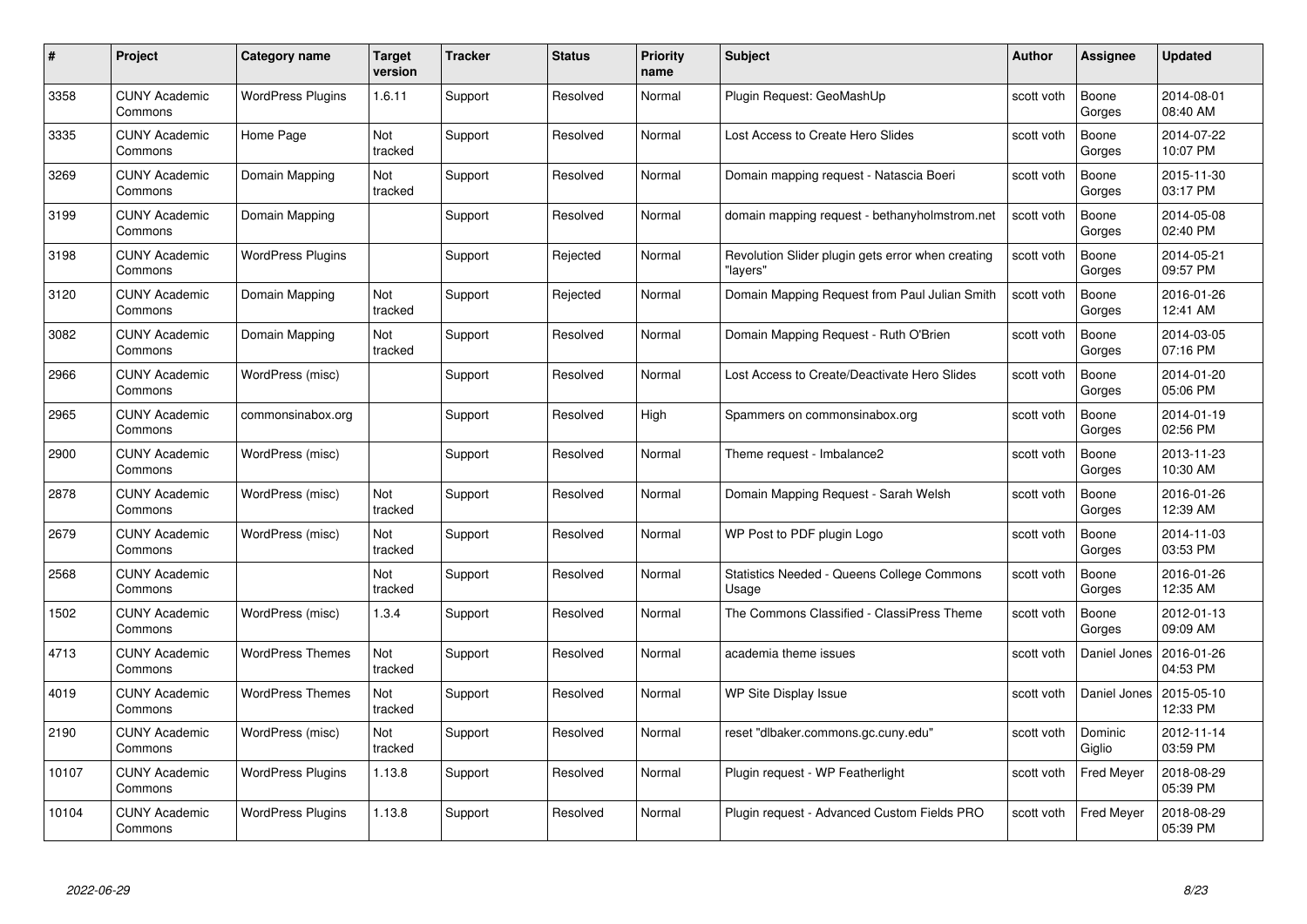| # | Project | Category name | Target version | Tracker | Status | Priority name | Subject | Author | Assignee | Updated |
|---|---|---|---|---|---|---|---|---|---|---|
| 3358 | CUNY Academic Commons | WordPress Plugins | 1.6.11 | Support | Resolved | Normal | Plugin Request: GeoMashUp | scott voth | Boone Gorges | 2014-08-01 08:40 AM |
| 3335 | CUNY Academic Commons | Home Page | Not tracked | Support | Resolved | Normal | Lost Access to Create Hero Slides | scott voth | Boone Gorges | 2014-07-22 10:07 PM |
| 3269 | CUNY Academic Commons | Domain Mapping | Not tracked | Support | Resolved | Normal | Domain mapping request - Natascia Boeri | scott voth | Boone Gorges | 2015-11-30 03:17 PM |
| 3199 | CUNY Academic Commons | Domain Mapping | | Support | Resolved | Normal | domain mapping request - bethanyholmstrom.net | scott voth | Boone Gorges | 2014-05-08 02:40 PM |
| 3198 | CUNY Academic Commons | WordPress Plugins | | Support | Rejected | Normal | Revolution Slider plugin gets error when creating "layers" | scott voth | Boone Gorges | 2014-05-21 09:57 PM |
| 3120 | CUNY Academic Commons | Domain Mapping | Not tracked | Support | Rejected | Normal | Domain Mapping Request from Paul Julian Smith | scott voth | Boone Gorges | 2016-01-26 12:41 AM |
| 3082 | CUNY Academic Commons | Domain Mapping | Not tracked | Support | Resolved | Normal | Domain Mapping Request - Ruth O'Brien | scott voth | Boone Gorges | 2014-03-05 07:16 PM |
| 2966 | CUNY Academic Commons | WordPress (misc) | | Support | Resolved | Normal | Lost Access to Create/Deactivate Hero Slides | scott voth | Boone Gorges | 2014-01-20 05:06 PM |
| 2965 | CUNY Academic Commons | commonsinabox.org | | Support | Resolved | High | Spammers on commonsinabox.org | scott voth | Boone Gorges | 2014-01-19 02:56 PM |
| 2900 | CUNY Academic Commons | WordPress (misc) | | Support | Resolved | Normal | Theme request - Imbalance2 | scott voth | Boone Gorges | 2013-11-23 10:30 AM |
| 2878 | CUNY Academic Commons | WordPress (misc) | Not tracked | Support | Resolved | Normal | Domain Mapping Request - Sarah Welsh | scott voth | Boone Gorges | 2016-01-26 12:39 AM |
| 2679 | CUNY Academic Commons | WordPress (misc) | Not tracked | Support | Resolved | Normal | WP Post to PDF plugin Logo | scott voth | Boone Gorges | 2014-11-03 03:53 PM |
| 2568 | CUNY Academic Commons | | Not tracked | Support | Resolved | Normal | Statistics Needed - Queens College Commons Usage | scott voth | Boone Gorges | 2016-01-26 12:35 AM |
| 1502 | CUNY Academic Commons | WordPress (misc) | 1.3.4 | Support | Resolved | Normal | The Commons Classified - ClassiPress Theme | scott voth | Boone Gorges | 2012-01-13 09:09 AM |
| 4713 | CUNY Academic Commons | WordPress Themes | Not tracked | Support | Resolved | Normal | academia theme issues | scott voth | Daniel Jones | 2016-01-26 04:53 PM |
| 4019 | CUNY Academic Commons | WordPress Themes | Not tracked | Support | Resolved | Normal | WP Site Display Issue | scott voth | Daniel Jones | 2015-05-10 12:33 PM |
| 2190 | CUNY Academic Commons | WordPress (misc) | Not tracked | Support | Resolved | Normal | reset "dlbaker.commons.gc.cuny.edu" | scott voth | Dominic Giglio | 2012-11-14 03:59 PM |
| 10107 | CUNY Academic Commons | WordPress Plugins | 1.13.8 | Support | Resolved | Normal | Plugin request - WP Featherlight | scott voth | Fred Meyer | 2018-08-29 05:39 PM |
| 10104 | CUNY Academic Commons | WordPress Plugins | 1.13.8 | Support | Resolved | Normal | Plugin request - Advanced Custom Fields PRO | scott voth | Fred Meyer | 2018-08-29 05:39 PM |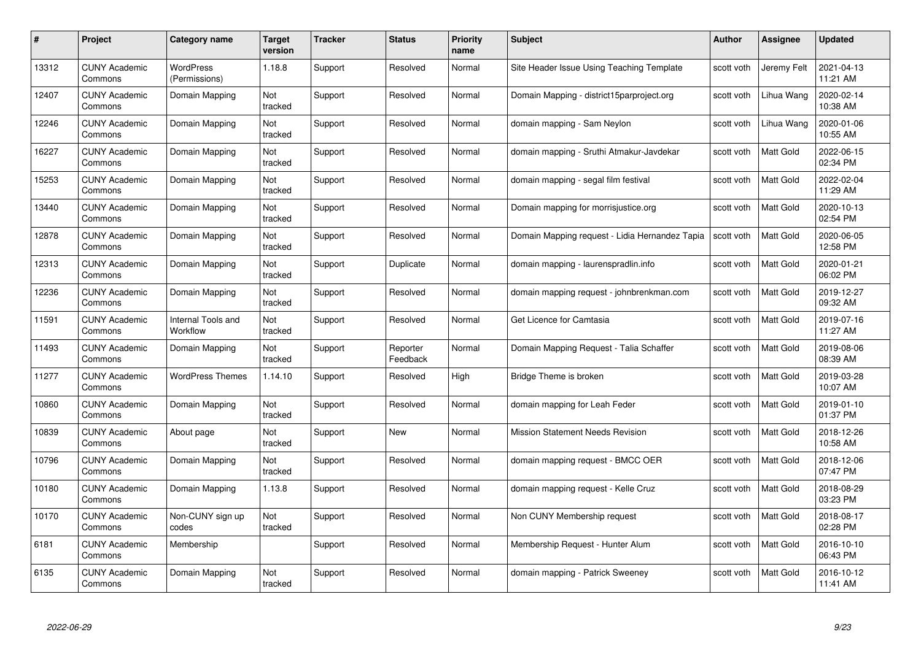| # | Project | Category name | Target version | Tracker | Status | Priority name | Subject | Author | Assignee | Updated |
|---|---|---|---|---|---|---|---|---|---|---|
| 13312 | CUNY Academic Commons | WordPress (Permissions) | 1.18.8 | Support | Resolved | Normal | Site Header Issue Using Teaching Template | scott voth | Jeremy Felt | 2021-04-13 11:21 AM |
| 12407 | CUNY Academic Commons | Domain Mapping | Not tracked | Support | Resolved | Normal | Domain Mapping - district15parproject.org | scott voth | Lihua Wang | 2020-02-14 10:38 AM |
| 12246 | CUNY Academic Commons | Domain Mapping | Not tracked | Support | Resolved | Normal | domain mapping - Sam Neylon | scott voth | Lihua Wang | 2020-01-06 10:55 AM |
| 16227 | CUNY Academic Commons | Domain Mapping | Not tracked | Support | Resolved | Normal | domain mapping - Sruthi Atmakur-Javdekar | scott voth | Matt Gold | 2022-06-15 02:34 PM |
| 15253 | CUNY Academic Commons | Domain Mapping | Not tracked | Support | Resolved | Normal | domain mapping - segal film festival | scott voth | Matt Gold | 2022-02-04 11:29 AM |
| 13440 | CUNY Academic Commons | Domain Mapping | Not tracked | Support | Resolved | Normal | Domain mapping for morrisjustice.org | scott voth | Matt Gold | 2020-10-13 02:54 PM |
| 12878 | CUNY Academic Commons | Domain Mapping | Not tracked | Support | Resolved | Normal | Domain Mapping request - Lidia Hernandez Tapia | scott voth | Matt Gold | 2020-06-05 12:58 PM |
| 12313 | CUNY Academic Commons | Domain Mapping | Not tracked | Support | Duplicate | Normal | domain mapping - laurenspradlin.info | scott voth | Matt Gold | 2020-01-21 06:02 PM |
| 12236 | CUNY Academic Commons | Domain Mapping | Not tracked | Support | Resolved | Normal | domain mapping request - johnbrenkman.com | scott voth | Matt Gold | 2019-12-27 09:32 AM |
| 11591 | CUNY Academic Commons | Internal Tools and Workflow | Not tracked | Support | Resolved | Normal | Get Licence for Camtasia | scott voth | Matt Gold | 2019-07-16 11:27 AM |
| 11493 | CUNY Academic Commons | Domain Mapping | Not tracked | Support | Reporter Feedback | Normal | Domain Mapping Request - Talia Schaffer | scott voth | Matt Gold | 2019-08-06 08:39 AM |
| 11277 | CUNY Academic Commons | WordPress Themes | 1.14.10 | Support | Resolved | High | Bridge Theme is broken | scott voth | Matt Gold | 2019-03-28 10:07 AM |
| 10860 | CUNY Academic Commons | Domain Mapping | Not tracked | Support | Resolved | Normal | domain mapping for Leah Feder | scott voth | Matt Gold | 2019-01-10 01:37 PM |
| 10839 | CUNY Academic Commons | About page | Not tracked | Support | New | Normal | Mission Statement Needs Revision | scott voth | Matt Gold | 2018-12-26 10:58 AM |
| 10796 | CUNY Academic Commons | Domain Mapping | Not tracked | Support | Resolved | Normal | domain mapping request - BMCC OER | scott voth | Matt Gold | 2018-12-06 07:47 PM |
| 10180 | CUNY Academic Commons | Domain Mapping | 1.13.8 | Support | Resolved | Normal | domain mapping request - Kelle Cruz | scott voth | Matt Gold | 2018-08-29 03:23 PM |
| 10170 | CUNY Academic Commons | Non-CUNY sign up codes | Not tracked | Support | Resolved | Normal | Non CUNY Membership request | scott voth | Matt Gold | 2018-08-17 02:28 PM |
| 6181 | CUNY Academic Commons | Membership | | Support | Resolved | Normal | Membership Request - Hunter Alum | scott voth | Matt Gold | 2016-10-10 06:43 PM |
| 6135 | CUNY Academic Commons | Domain Mapping | Not tracked | Support | Resolved | Normal | domain mapping - Patrick Sweeney | scott voth | Matt Gold | 2016-10-12 11:41 AM |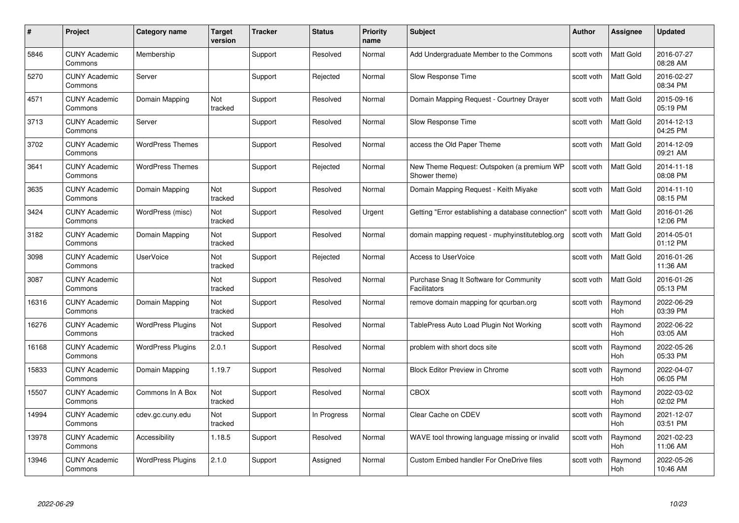| # | Project | Category name | Target version | Tracker | Status | Priority name | Subject | Author | Assignee | Updated |
|---|---|---|---|---|---|---|---|---|---|---|
| 5846 | CUNY Academic Commons | Membership | | Support | Resolved | Normal | Add Undergraduate Member to the Commons | scott voth | Matt Gold | 2016-07-27 08:28 AM |
| 5270 | CUNY Academic Commons | Server | | Support | Rejected | Normal | Slow Response Time | scott voth | Matt Gold | 2016-02-27 08:34 PM |
| 4571 | CUNY Academic Commons | Domain Mapping | Not tracked | Support | Resolved | Normal | Domain Mapping Request - Courtney Drayer | scott voth | Matt Gold | 2015-09-16 05:19 PM |
| 3713 | CUNY Academic Commons | Server | | Support | Resolved | Normal | Slow Response Time | scott voth | Matt Gold | 2014-12-13 04:25 PM |
| 3702 | CUNY Academic Commons | WordPress Themes | | Support | Resolved | Normal | access the Old Paper Theme | scott voth | Matt Gold | 2014-12-09 09:21 AM |
| 3641 | CUNY Academic Commons | WordPress Themes | | Support | Rejected | Normal | New Theme Request: Outspoken (a premium WP Shower theme) | scott voth | Matt Gold | 2014-11-18 08:08 PM |
| 3635 | CUNY Academic Commons | Domain Mapping | Not tracked | Support | Resolved | Normal | Domain Mapping Request - Keith Miyake | scott voth | Matt Gold | 2014-11-10 08:15 PM |
| 3424 | CUNY Academic Commons | WordPress (misc) | Not tracked | Support | Resolved | Urgent | Getting "Error establishing a database connection" | scott voth | Matt Gold | 2016-01-26 12:06 PM |
| 3182 | CUNY Academic Commons | Domain Mapping | Not tracked | Support | Resolved | Normal | domain mapping request - muphyinstituteblog.org | scott voth | Matt Gold | 2014-05-01 01:12 PM |
| 3098 | CUNY Academic Commons | UserVoice | Not tracked | Support | Rejected | Normal | Access to UserVoice | scott voth | Matt Gold | 2016-01-26 11:36 AM |
| 3087 | CUNY Academic Commons | | Not tracked | Support | Resolved | Normal | Purchase Snag It Software for Community Facilitators | scott voth | Matt Gold | 2016-01-26 05:13 PM |
| 16316 | CUNY Academic Commons | Domain Mapping | Not tracked | Support | Resolved | Normal | remove domain mapping for qcurban.org | scott voth | Raymond Hoh | 2022-06-29 03:39 PM |
| 16276 | CUNY Academic Commons | WordPress Plugins | Not tracked | Support | Resolved | Normal | TablePress Auto Load Plugin Not Working | scott voth | Raymond Hoh | 2022-06-22 03:05 AM |
| 16168 | CUNY Academic Commons | WordPress Plugins | 2.0.1 | Support | Resolved | Normal | problem with short docs site | scott voth | Raymond Hoh | 2022-05-26 05:33 PM |
| 15833 | CUNY Academic Commons | Domain Mapping | 1.19.7 | Support | Resolved | Normal | Block Editor Preview in Chrome | scott voth | Raymond Hoh | 2022-04-07 06:05 PM |
| 15507 | CUNY Academic Commons | Commons In A Box | Not tracked | Support | Resolved | Normal | CBOX | scott voth | Raymond Hoh | 2022-03-02 02:02 PM |
| 14994 | CUNY Academic Commons | cdev.gc.cuny.edu | Not tracked | Support | In Progress | Normal | Clear Cache on CDEV | scott voth | Raymond Hoh | 2021-12-07 03:51 PM |
| 13978 | CUNY Academic Commons | Accessibility | 1.18.5 | Support | Resolved | Normal | WAVE tool throwing language missing or invalid | scott voth | Raymond Hoh | 2021-02-23 11:06 AM |
| 13946 | CUNY Academic Commons | WordPress Plugins | 2.1.0 | Support | Assigned | Normal | Custom Embed handler For OneDrive files | scott voth | Raymond Hoh | 2022-05-26 10:46 AM |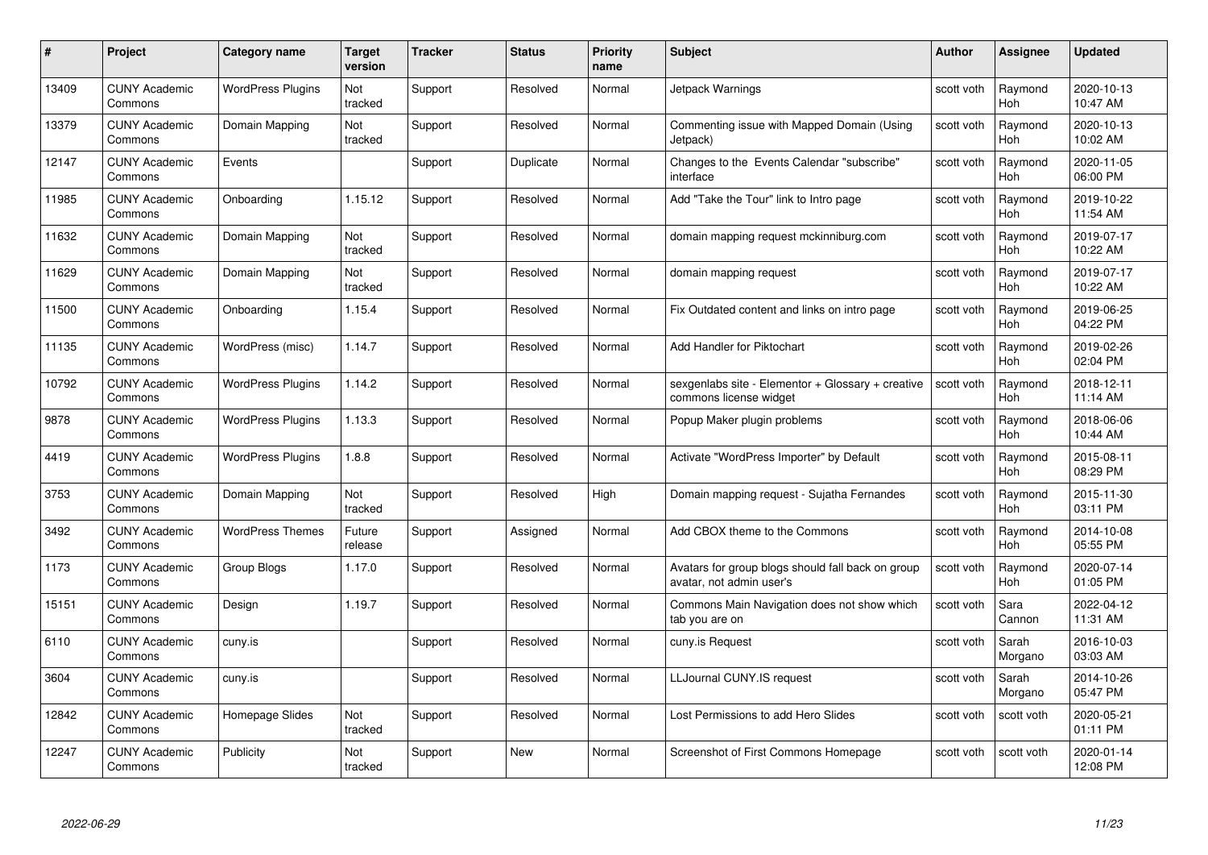| # | Project | Category name | Target version | Tracker | Status | Priority name | Subject | Author | Assignee | Updated |
|---|---|---|---|---|---|---|---|---|---|---|
| 13409 | CUNY Academic Commons | WordPress Plugins | Not tracked | Support | Resolved | Normal | Jetpack Warnings | scott voth | Raymond Hoh | 2020-10-13 10:47 AM |
| 13379 | CUNY Academic Commons | Domain Mapping | Not tracked | Support | Resolved | Normal | Commenting issue with Mapped Domain (Using Jetpack) | scott voth | Raymond Hoh | 2020-10-13 10:02 AM |
| 12147 | CUNY Academic Commons | Events | | Support | Duplicate | Normal | Changes to the Events Calendar "subscribe" interface | scott voth | Raymond Hoh | 2020-11-05 06:00 PM |
| 11985 | CUNY Academic Commons | Onboarding | 1.15.12 | Support | Resolved | Normal | Add "Take the Tour" link to Intro page | scott voth | Raymond Hoh | 2019-10-22 11:54 AM |
| 11632 | CUNY Academic Commons | Domain Mapping | Not tracked | Support | Resolved | Normal | domain mapping request mckinniburg.com | scott voth | Raymond Hoh | 2019-07-17 10:22 AM |
| 11629 | CUNY Academic Commons | Domain Mapping | Not tracked | Support | Resolved | Normal | domain mapping request | scott voth | Raymond Hoh | 2019-07-17 10:22 AM |
| 11500 | CUNY Academic Commons | Onboarding | 1.15.4 | Support | Resolved | Normal | Fix Outdated content and links on intro page | scott voth | Raymond Hoh | 2019-06-25 04:22 PM |
| 11135 | CUNY Academic Commons | WordPress (misc) | 1.14.7 | Support | Resolved | Normal | Add Handler for Piktochart | scott voth | Raymond Hoh | 2019-02-26 02:04 PM |
| 10792 | CUNY Academic Commons | WordPress Plugins | 1.14.2 | Support | Resolved | Normal | sexgenlabs site - Elementor + Glossary + creative commons license widget | scott voth | Raymond Hoh | 2018-12-11 11:14 AM |
| 9878 | CUNY Academic Commons | WordPress Plugins | 1.13.3 | Support | Resolved | Normal | Popup Maker plugin problems | scott voth | Raymond Hoh | 2018-06-06 10:44 AM |
| 4419 | CUNY Academic Commons | WordPress Plugins | 1.8.8 | Support | Resolved | Normal | Activate "WordPress Importer" by Default | scott voth | Raymond Hoh | 2015-08-11 08:29 PM |
| 3753 | CUNY Academic Commons | Domain Mapping | Not tracked | Support | Resolved | High | Domain mapping request - Sujatha Fernandes | scott voth | Raymond Hoh | 2015-11-30 03:11 PM |
| 3492 | CUNY Academic Commons | WordPress Themes | Future release | Support | Assigned | Normal | Add CBOX theme to the Commons | scott voth | Raymond Hoh | 2014-10-08 05:55 PM |
| 1173 | CUNY Academic Commons | Group Blogs | 1.17.0 | Support | Resolved | Normal | Avatars for group blogs should fall back on group avatar, not admin user's | scott voth | Raymond Hoh | 2020-07-14 01:05 PM |
| 15151 | CUNY Academic Commons | Design | 1.19.7 | Support | Resolved | Normal | Commons Main Navigation does not show which tab you are on | scott voth | Sara Cannon | 2022-04-12 11:31 AM |
| 6110 | CUNY Academic Commons | cuny.is | | Support | Resolved | Normal | cuny.is Request | scott voth | Sarah Morgano | 2016-10-03 03:03 AM |
| 3604 | CUNY Academic Commons | cuny.is | | Support | Resolved | Normal | LLJournal CUNY.IS request | scott voth | Sarah Morgano | 2014-10-26 05:47 PM |
| 12842 | CUNY Academic Commons | Homepage Slides | Not tracked | Support | Resolved | Normal | Lost Permissions to add Hero Slides | scott voth | scott voth | 2020-05-21 01:11 PM |
| 12247 | CUNY Academic Commons | Publicity | Not tracked | Support | New | Normal | Screenshot of First Commons Homepage | scott voth | scott voth | 2020-01-14 12:08 PM |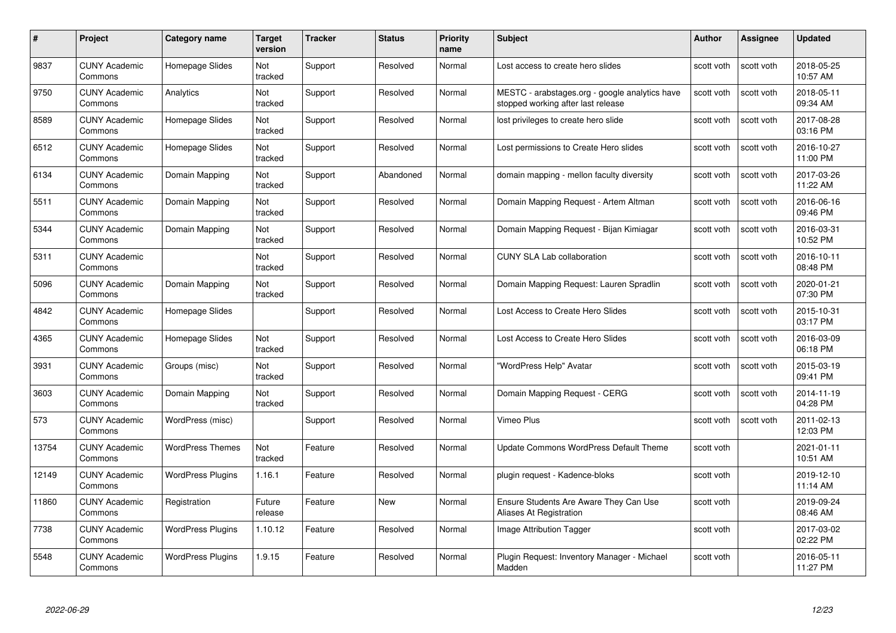| # | Project | Category name | Target version | Tracker | Status | Priority name | Subject | Author | Assignee | Updated |
|---|---|---|---|---|---|---|---|---|---|---|
| 9837 | CUNY Academic Commons | Homepage Slides | Not tracked | Support | Resolved | Normal | Lost access to create hero slides | scott voth | scott voth | 2018-05-25 10:57 AM |
| 9750 | CUNY Academic Commons | Analytics | Not tracked | Support | Resolved | Normal | MESTC - arabstages.org - google analytics have stopped working after last release | scott voth | scott voth | 2018-05-11 09:34 AM |
| 8589 | CUNY Academic Commons | Homepage Slides | Not tracked | Support | Resolved | Normal | lost privileges to create hero slide | scott voth | scott voth | 2017-08-28 03:16 PM |
| 6512 | CUNY Academic Commons | Homepage Slides | Not tracked | Support | Resolved | Normal | Lost permissions to Create Hero slides | scott voth | scott voth | 2016-10-27 11:00 PM |
| 6134 | CUNY Academic Commons | Domain Mapping | Not tracked | Support | Abandoned | Normal | domain mapping - mellon faculty diversity | scott voth | scott voth | 2017-03-26 11:22 AM |
| 5511 | CUNY Academic Commons | Domain Mapping | Not tracked | Support | Resolved | Normal | Domain Mapping Request - Artem Altman | scott voth | scott voth | 2016-06-16 09:46 PM |
| 5344 | CUNY Academic Commons | Domain Mapping | Not tracked | Support | Resolved | Normal | Domain Mapping Request - Bijan Kimiagar | scott voth | scott voth | 2016-03-31 10:52 PM |
| 5311 | CUNY Academic Commons | | Not tracked | Support | Resolved | Normal | CUNY SLA Lab collaboration | scott voth | scott voth | 2016-10-11 08:48 PM |
| 5096 | CUNY Academic Commons | Domain Mapping | Not tracked | Support | Resolved | Normal | Domain Mapping Request: Lauren Spradlin | scott voth | scott voth | 2020-01-21 07:30 PM |
| 4842 | CUNY Academic Commons | Homepage Slides | | Support | Resolved | Normal | Lost Access to Create Hero Slides | scott voth | scott voth | 2015-10-31 03:17 PM |
| 4365 | CUNY Academic Commons | Homepage Slides | Not tracked | Support | Resolved | Normal | Lost Access to Create Hero Slides | scott voth | scott voth | 2016-03-09 06:18 PM |
| 3931 | CUNY Academic Commons | Groups (misc) | Not tracked | Support | Resolved | Normal | "WordPress Help" Avatar | scott voth | scott voth | 2015-03-19 09:41 PM |
| 3603 | CUNY Academic Commons | Domain Mapping | Not tracked | Support | Resolved | Normal | Domain Mapping Request - CERG | scott voth | scott voth | 2014-11-19 04:28 PM |
| 573 | CUNY Academic Commons | WordPress (misc) | | Support | Resolved | Normal | Vimeo Plus | scott voth | scott voth | 2011-02-13 12:03 PM |
| 13754 | CUNY Academic Commons | WordPress Themes | Not tracked | Feature | Resolved | Normal | Update Commons WordPress Default Theme | scott voth | | 2021-01-11 10:51 AM |
| 12149 | CUNY Academic Commons | WordPress Plugins | 1.16.1 | Feature | Resolved | Normal | plugin request - Kadence-bloks | scott voth | | 2019-12-10 11:14 AM |
| 11860 | CUNY Academic Commons | Registration | Future release | Feature | New | Normal | Ensure Students Are Aware They Can Use Aliases At Registration | scott voth | | 2019-09-24 08:46 AM |
| 7738 | CUNY Academic Commons | WordPress Plugins | 1.10.12 | Feature | Resolved | Normal | Image Attribution Tagger | scott voth | | 2017-03-02 02:22 PM |
| 5548 | CUNY Academic Commons | WordPress Plugins | 1.9.15 | Feature | Resolved | Normal | Plugin Request: Inventory Manager - Michael Madden | scott voth | | 2016-05-11 11:27 PM |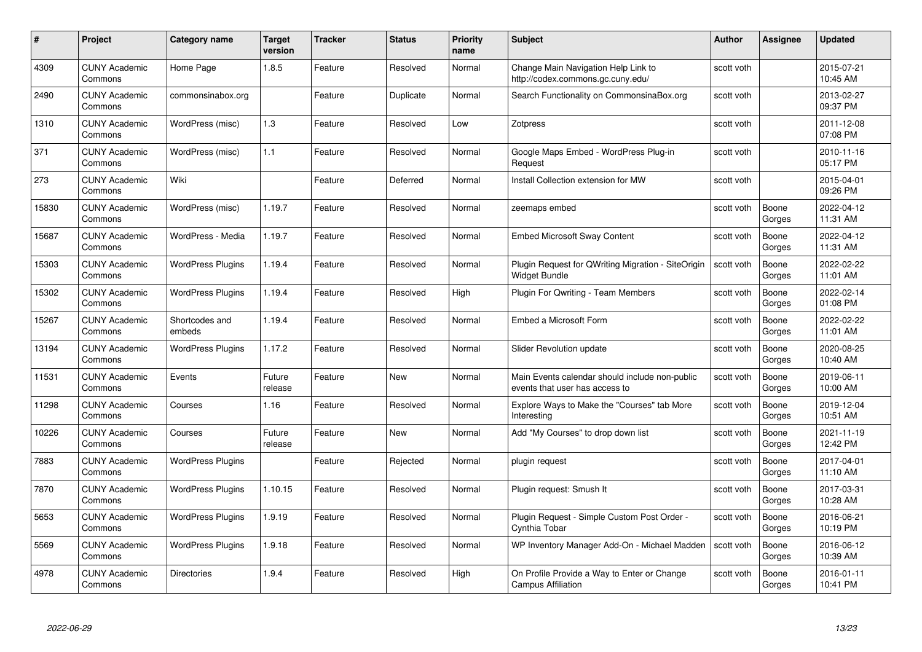| # | Project | Category name | Target version | Tracker | Status | Priority name | Subject | Author | Assignee | Updated |
|---|---|---|---|---|---|---|---|---|---|---|
| 4309 | CUNY Academic Commons | Home Page | 1.8.5 | Feature | Resolved | Normal | Change Main Navigation Help Link to http://codex.commons.gc.cuny.edu/ | scott voth | | 2015-07-21 10:45 AM |
| 2490 | CUNY Academic Commons | commonsinabox.org | | Feature | Duplicate | Normal | Search Functionality on CommonsinaBox.org | scott voth | | 2013-02-27 09:37 PM |
| 1310 | CUNY Academic Commons | WordPress (misc) | 1.3 | Feature | Resolved | Low | Zotpress | scott voth | | 2011-12-08 07:08 PM |
| 371 | CUNY Academic Commons | WordPress (misc) | 1.1 | Feature | Resolved | Normal | Google Maps Embed - WordPress Plug-in Request | scott voth | | 2010-11-16 05:17 PM |
| 273 | CUNY Academic Commons | Wiki | | Feature | Deferred | Normal | Install Collection extension for MW | scott voth | | 2015-04-01 09:26 PM |
| 15830 | CUNY Academic Commons | WordPress (misc) | 1.19.7 | Feature | Resolved | Normal | zeemaps embed | scott voth | Boone Gorges | 2022-04-12 11:31 AM |
| 15687 | CUNY Academic Commons | WordPress - Media | 1.19.7 | Feature | Resolved | Normal | Embed Microsoft Sway Content | scott voth | Boone Gorges | 2022-04-12 11:31 AM |
| 15303 | CUNY Academic Commons | WordPress Plugins | 1.19.4 | Feature | Resolved | Normal | Plugin Request for QWriting Migration - SiteOrigin Widget Bundle | scott voth | Boone Gorges | 2022-02-22 11:01 AM |
| 15302 | CUNY Academic Commons | WordPress Plugins | 1.19.4 | Feature | Resolved | High | Plugin For Qwriting - Team Members | scott voth | Boone Gorges | 2022-02-14 01:08 PM |
| 15267 | CUNY Academic Commons | Shortcodes and embeds | 1.19.4 | Feature | Resolved | Normal | Embed a Microsoft Form | scott voth | Boone Gorges | 2022-02-22 11:01 AM |
| 13194 | CUNY Academic Commons | WordPress Plugins | 1.17.2 | Feature | Resolved | Normal | Slider Revolution update | scott voth | Boone Gorges | 2020-08-25 10:40 AM |
| 11531 | CUNY Academic Commons | Events | Future release | Feature | New | Normal | Main Events calendar should include non-public events that user has access to | scott voth | Boone Gorges | 2019-06-11 10:00 AM |
| 11298 | CUNY Academic Commons | Courses | 1.16 | Feature | Resolved | Normal | Explore Ways to Make the "Courses" tab More Interesting | scott voth | Boone Gorges | 2019-12-04 10:51 AM |
| 10226 | CUNY Academic Commons | Courses | Future release | Feature | New | Normal | Add "My Courses" to drop down list | scott voth | Boone Gorges | 2021-11-19 12:42 PM |
| 7883 | CUNY Academic Commons | WordPress Plugins | | Feature | Rejected | Normal | plugin request | scott voth | Boone Gorges | 2017-04-01 11:10 AM |
| 7870 | CUNY Academic Commons | WordPress Plugins | 1.10.15 | Feature | Resolved | Normal | Plugin request: Smush It | scott voth | Boone Gorges | 2017-03-31 10:28 AM |
| 5653 | CUNY Academic Commons | WordPress Plugins | 1.9.19 | Feature | Resolved | Normal | Plugin Request - Simple Custom Post Order - Cynthia Tobar | scott voth | Boone Gorges | 2016-06-21 10:19 PM |
| 5569 | CUNY Academic Commons | WordPress Plugins | 1.9.18 | Feature | Resolved | Normal | WP Inventory Manager Add-On - Michael Madden | scott voth | Boone Gorges | 2016-06-12 10:39 AM |
| 4978 | CUNY Academic Commons | Directories | 1.9.4 | Feature | Resolved | High | On Profile Provide a Way to Enter or Change Campus Affiliation | scott voth | Boone Gorges | 2016-01-11 10:41 PM |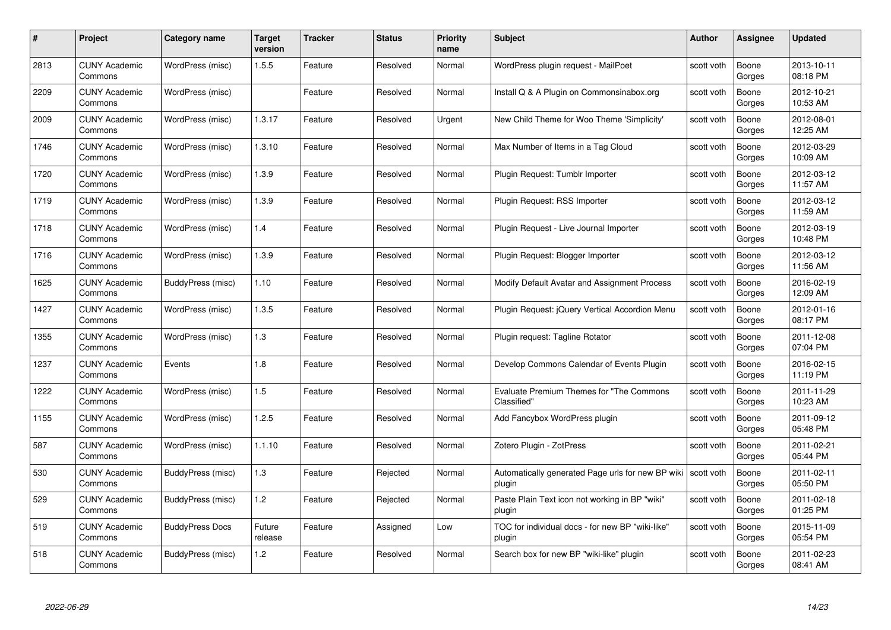| # | Project | Category name | Target version | Tracker | Status | Priority name | Subject | Author | Assignee | Updated |
|---|---|---|---|---|---|---|---|---|---|---|
| 2813 | CUNY Academic Commons | WordPress (misc) | 1.5.5 | Feature | Resolved | Normal | WordPress plugin request - MailPoet | scott voth | Boone Gorges | 2013-10-11 08:18 PM |
| 2209 | CUNY Academic Commons | WordPress (misc) | | Feature | Resolved | Normal | Install Q & A Plugin on Commonsinabox.org | scott voth | Boone Gorges | 2012-10-21 10:53 AM |
| 2009 | CUNY Academic Commons | WordPress (misc) | 1.3.17 | Feature | Resolved | Urgent | New Child Theme for Woo Theme 'Simplicity' | scott voth | Boone Gorges | 2012-08-01 12:25 AM |
| 1746 | CUNY Academic Commons | WordPress (misc) | 1.3.10 | Feature | Resolved | Normal | Max Number of Items in a Tag Cloud | scott voth | Boone Gorges | 2012-03-29 10:09 AM |
| 1720 | CUNY Academic Commons | WordPress (misc) | 1.3.9 | Feature | Resolved | Normal | Plugin Request: Tumblr Importer | scott voth | Boone Gorges | 2012-03-12 11:57 AM |
| 1719 | CUNY Academic Commons | WordPress (misc) | 1.3.9 | Feature | Resolved | Normal | Plugin Request: RSS Importer | scott voth | Boone Gorges | 2012-03-12 11:59 AM |
| 1718 | CUNY Academic Commons | WordPress (misc) | 1.4 | Feature | Resolved | Normal | Plugin Request - Live Journal Importer | scott voth | Boone Gorges | 2012-03-19 10:48 PM |
| 1716 | CUNY Academic Commons | WordPress (misc) | 1.3.9 | Feature | Resolved | Normal | Plugin Request: Blogger Importer | scott voth | Boone Gorges | 2012-03-12 11:56 AM |
| 1625 | CUNY Academic Commons | BuddyPress (misc) | 1.10 | Feature | Resolved | Normal | Modify Default Avatar and Assignment Process | scott voth | Boone Gorges | 2016-02-19 12:09 AM |
| 1427 | CUNY Academic Commons | WordPress (misc) | 1.3.5 | Feature | Resolved | Normal | Plugin Request: jQuery Vertical Accordion Menu | scott voth | Boone Gorges | 2012-01-16 08:17 PM |
| 1355 | CUNY Academic Commons | WordPress (misc) | 1.3 | Feature | Resolved | Normal | Plugin request: Tagline Rotator | scott voth | Boone Gorges | 2011-12-08 07:04 PM |
| 1237 | CUNY Academic Commons | Events | 1.8 | Feature | Resolved | Normal | Develop Commons Calendar of Events Plugin | scott voth | Boone Gorges | 2016-02-15 11:19 PM |
| 1222 | CUNY Academic Commons | WordPress (misc) | 1.5 | Feature | Resolved | Normal | Evaluate Premium Themes for "The Commons Classified" | scott voth | Boone Gorges | 2011-11-29 10:23 AM |
| 1155 | CUNY Academic Commons | WordPress (misc) | 1.2.5 | Feature | Resolved | Normal | Add Fancybox WordPress plugin | scott voth | Boone Gorges | 2011-09-12 05:48 PM |
| 587 | CUNY Academic Commons | WordPress (misc) | 1.1.10 | Feature | Resolved | Normal | Zotero Plugin - ZotPress | scott voth | Boone Gorges | 2011-02-21 05:44 PM |
| 530 | CUNY Academic Commons | BuddyPress (misc) | 1.3 | Feature | Rejected | Normal | Automatically generated Page urls for new BP wiki plugin | scott voth | Boone Gorges | 2011-02-11 05:50 PM |
| 529 | CUNY Academic Commons | BuddyPress (misc) | 1.2 | Feature | Rejected | Normal | Paste Plain Text icon not working in BP "wiki" plugin | scott voth | Boone Gorges | 2011-02-18 01:25 PM |
| 519 | CUNY Academic Commons | BuddyPress Docs | Future release | Feature | Assigned | Low | TOC for individual docs - for new BP "wiki-like" plugin | scott voth | Boone Gorges | 2015-11-09 05:54 PM |
| 518 | CUNY Academic Commons | BuddyPress (misc) | 1.2 | Feature | Resolved | Normal | Search box for new BP "wiki-like" plugin | scott voth | Boone Gorges | 2011-02-23 08:41 AM |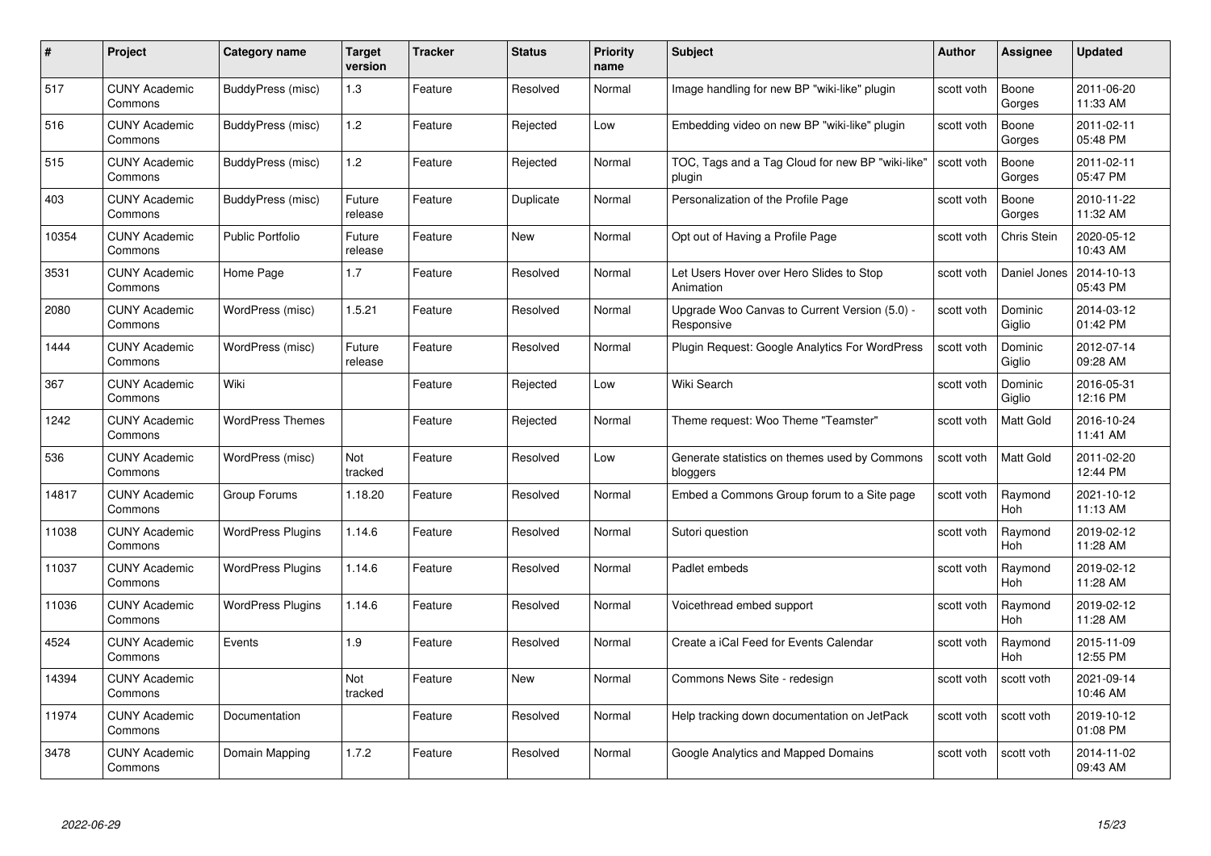| # | Project | Category name | Target version | Tracker | Status | Priority name | Subject | Author | Assignee | Updated |
|---|---|---|---|---|---|---|---|---|---|---|
| 517 | CUNY Academic Commons | BuddyPress (misc) | 1.3 | Feature | Resolved | Normal | Image handling for new BP "wiki-like" plugin | scott voth | Boone Gorges | 2011-06-20 11:33 AM |
| 516 | CUNY Academic Commons | BuddyPress (misc) | 1.2 | Feature | Rejected | Low | Embedding video on new BP "wiki-like" plugin | scott voth | Boone Gorges | 2011-02-11 05:48 PM |
| 515 | CUNY Academic Commons | BuddyPress (misc) | 1.2 | Feature | Rejected | Normal | TOC, Tags and a Tag Cloud for new BP "wiki-like" plugin | scott voth | Boone Gorges | 2011-02-11 05:47 PM |
| 403 | CUNY Academic Commons | BuddyPress (misc) | Future release | Feature | Duplicate | Normal | Personalization of the Profile Page | scott voth | Boone Gorges | 2010-11-22 11:32 AM |
| 10354 | CUNY Academic Commons | Public Portfolio | Future release | Feature | New | Normal | Opt out of Having a Profile Page | scott voth | Chris Stein | 2020-05-12 10:43 AM |
| 3531 | CUNY Academic Commons | Home Page | 1.7 | Feature | Resolved | Normal | Let Users Hover over Hero Slides to Stop Animation | scott voth | Daniel Jones | 2014-10-13 05:43 PM |
| 2080 | CUNY Academic Commons | WordPress (misc) | 1.5.21 | Feature | Resolved | Normal | Upgrade Woo Canvas to Current Version (5.0) - Responsive | scott voth | Dominic Giglio | 2014-03-12 01:42 PM |
| 1444 | CUNY Academic Commons | WordPress (misc) | Future release | Feature | Resolved | Normal | Plugin Request: Google Analytics For WordPress | scott voth | Dominic Giglio | 2012-07-14 09:28 AM |
| 367 | CUNY Academic Commons | Wiki | | Feature | Rejected | Low | Wiki Search | scott voth | Dominic Giglio | 2016-05-31 12:16 PM |
| 1242 | CUNY Academic Commons | WordPress Themes | | Feature | Rejected | Normal | Theme request: Woo Theme "Teamster" | scott voth | Matt Gold | 2016-10-24 11:41 AM |
| 536 | CUNY Academic Commons | WordPress (misc) | Not tracked | Feature | Resolved | Low | Generate statistics on themes used by Commons bloggers | scott voth | Matt Gold | 2011-02-20 12:44 PM |
| 14817 | CUNY Academic Commons | Group Forums | 1.18.20 | Feature | Resolved | Normal | Embed a Commons Group forum to a Site page | scott voth | Raymond Hoh | 2021-10-12 11:13 AM |
| 11038 | CUNY Academic Commons | WordPress Plugins | 1.14.6 | Feature | Resolved | Normal | Sutori question | scott voth | Raymond Hoh | 2019-02-12 11:28 AM |
| 11037 | CUNY Academic Commons | WordPress Plugins | 1.14.6 | Feature | Resolved | Normal | Padlet embeds | scott voth | Raymond Hoh | 2019-02-12 11:28 AM |
| 11036 | CUNY Academic Commons | WordPress Plugins | 1.14.6 | Feature | Resolved | Normal | Voicethread embed support | scott voth | Raymond Hoh | 2019-02-12 11:28 AM |
| 4524 | CUNY Academic Commons | Events | 1.9 | Feature | Resolved | Normal | Create a iCal Feed for Events Calendar | scott voth | Raymond Hoh | 2015-11-09 12:55 PM |
| 14394 | CUNY Academic Commons | | Not tracked | Feature | New | Normal | Commons News Site - redesign | scott voth | scott voth | 2021-09-14 10:46 AM |
| 11974 | CUNY Academic Commons | Documentation | | Feature | Resolved | Normal | Help tracking down documentation on JetPack | scott voth | scott voth | 2019-10-12 01:08 PM |
| 3478 | CUNY Academic Commons | Domain Mapping | 1.7.2 | Feature | Resolved | Normal | Google Analytics and Mapped Domains | scott voth | scott voth | 2014-11-02 09:43 AM |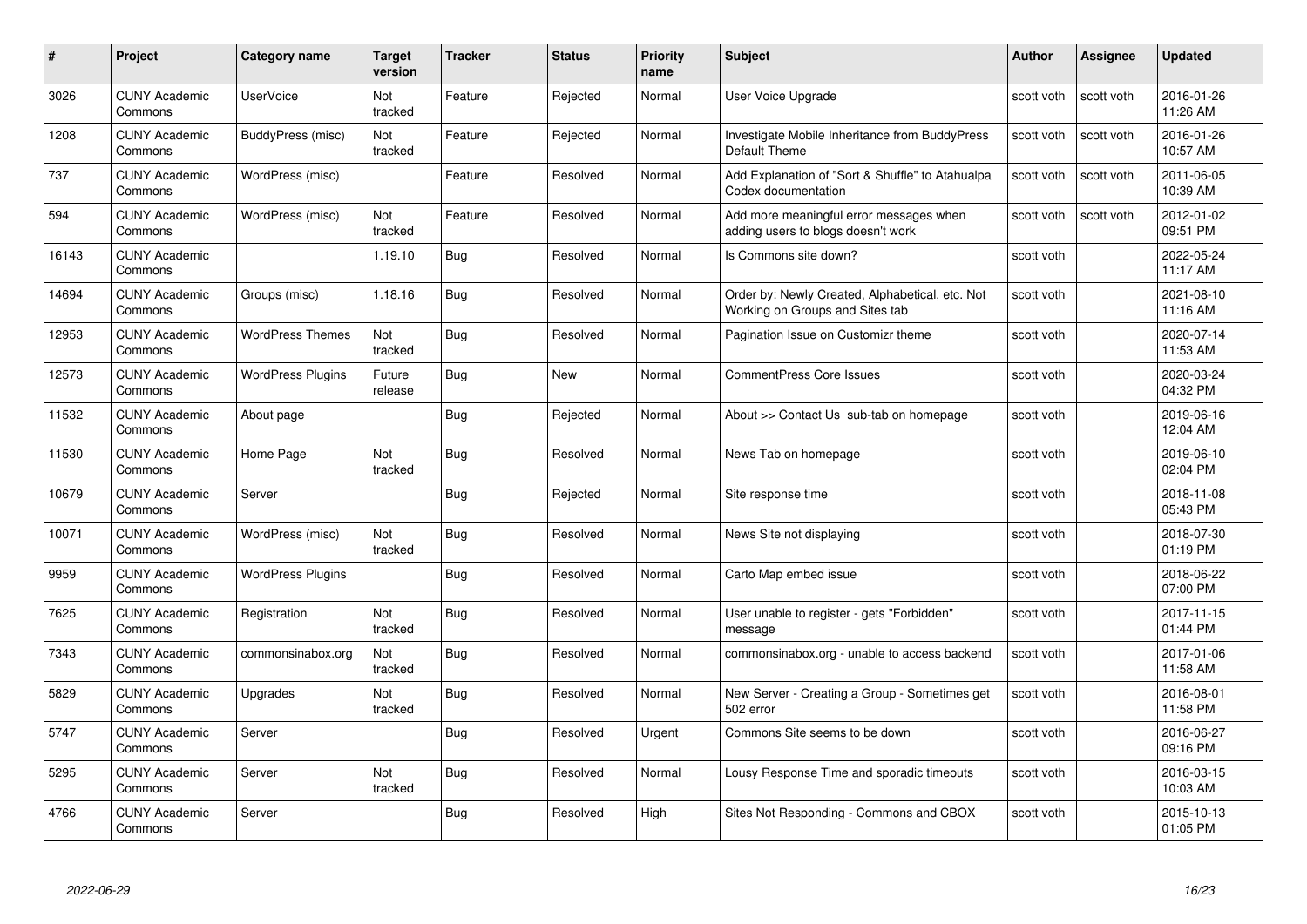| # | Project | Category name | Target version | Tracker | Status | Priority name | Subject | Author | Assignee | Updated |
|---|---|---|---|---|---|---|---|---|---|---|
| 3026 | CUNY Academic Commons | UserVoice | Not tracked | Feature | Rejected | Normal | User Voice Upgrade | scott voth | scott voth | 2016-01-26 11:26 AM |
| 1208 | CUNY Academic Commons | BuddyPress (misc) | Not tracked | Feature | Rejected | Normal | Investigate Mobile Inheritance from BuddyPress Default Theme | scott voth | scott voth | 2016-01-26 10:57 AM |
| 737 | CUNY Academic Commons | WordPress (misc) | | Feature | Resolved | Normal | Add Explanation of "Sort & Shuffle" to Atahualpa Codex documentation | scott voth | scott voth | 2011-06-05 10:39 AM |
| 594 | CUNY Academic Commons | WordPress (misc) | Not tracked | Feature | Resolved | Normal | Add more meaningful error messages when adding users to blogs doesn't work | scott voth | scott voth | 2012-01-02 09:51 PM |
| 16143 | CUNY Academic Commons | | 1.19.10 | Bug | Resolved | Normal | Is Commons site down? | scott voth | | 2022-05-24 11:17 AM |
| 14694 | CUNY Academic Commons | Groups (misc) | 1.18.16 | Bug | Resolved | Normal | Order by: Newly Created, Alphabetical, etc. Not Working on Groups and Sites tab | scott voth | | 2021-08-10 11:16 AM |
| 12953 | CUNY Academic Commons | WordPress Themes | Not tracked | Bug | Resolved | Normal | Pagination Issue on Customizr theme | scott voth | | 2020-07-14 11:53 AM |
| 12573 | CUNY Academic Commons | WordPress Plugins | Future release | Bug | New | Normal | CommentPress Core Issues | scott voth | | 2020-03-24 04:32 PM |
| 11532 | CUNY Academic Commons | About page | | Bug | Rejected | Normal | About >> Contact Us sub-tab on homepage | scott voth | | 2019-06-16 12:04 AM |
| 11530 | CUNY Academic Commons | Home Page | Not tracked | Bug | Resolved | Normal | News Tab on homepage | scott voth | | 2019-06-10 02:04 PM |
| 10679 | CUNY Academic Commons | Server | | Bug | Rejected | Normal | Site response time | scott voth | | 2018-11-08 05:43 PM |
| 10071 | CUNY Academic Commons | WordPress (misc) | Not tracked | Bug | Resolved | Normal | News Site not displaying | scott voth | | 2018-07-30 01:19 PM |
| 9959 | CUNY Academic Commons | WordPress Plugins | | Bug | Resolved | Normal | Carto Map embed issue | scott voth | | 2018-06-22 07:00 PM |
| 7625 | CUNY Academic Commons | Registration | Not tracked | Bug | Resolved | Normal | User unable to register - gets "Forbidden" message | scott voth | | 2017-11-15 01:44 PM |
| 7343 | CUNY Academic Commons | commonsinabox.org | Not tracked | Bug | Resolved | Normal | commonsinabox.org - unable to access backend | scott voth | | 2017-01-06 11:58 AM |
| 5829 | CUNY Academic Commons | Upgrades | Not tracked | Bug | Resolved | Normal | New Server - Creating a Group - Sometimes get 502 error | scott voth | | 2016-08-01 11:58 PM |
| 5747 | CUNY Academic Commons | Server | | Bug | Resolved | Urgent | Commons Site seems to be down | scott voth | | 2016-06-27 09:16 PM |
| 5295 | CUNY Academic Commons | Server | Not tracked | Bug | Resolved | Normal | Lousy Response Time and sporadic timeouts | scott voth | | 2016-03-15 10:03 AM |
| 4766 | CUNY Academic Commons | Server | | Bug | Resolved | High | Sites Not Responding - Commons and CBOX | scott voth | | 2015-10-13 01:05 PM |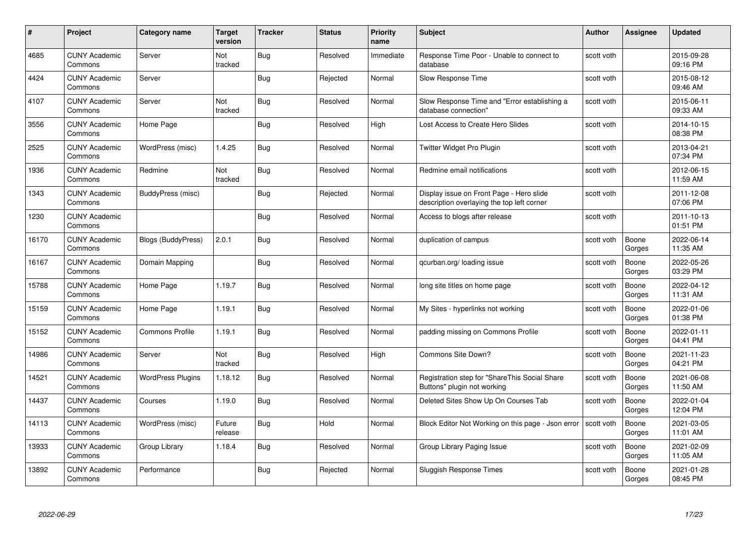| # | Project | Category name | Target version | Tracker | Status | Priority name | Subject | Author | Assignee | Updated |
|---|---|---|---|---|---|---|---|---|---|---|
| 4685 | CUNY Academic Commons | Server | Not tracked | Bug | Resolved | Immediate | Response Time Poor - Unable to connect to database | scott voth | | 2015-09-28 09:16 PM |
| 4424 | CUNY Academic Commons | Server | | Bug | Rejected | Normal | Slow Response Time | scott voth | | 2015-08-12 09:46 AM |
| 4107 | CUNY Academic Commons | Server | Not tracked | Bug | Resolved | Normal | Slow Response Time and "Error establishing a database connection" | scott voth | | 2015-06-11 09:33 AM |
| 3556 | CUNY Academic Commons | Home Page | | Bug | Resolved | High | Lost Access to Create Hero Slides | scott voth | | 2014-10-15 08:38 PM |
| 2525 | CUNY Academic Commons | WordPress (misc) | 1.4.25 | Bug | Resolved | Normal | Twitter Widget Pro Plugin | scott voth | | 2013-04-21 07:34 PM |
| 1936 | CUNY Academic Commons | Redmine | Not tracked | Bug | Resolved | Normal | Redmine email notifications | scott voth | | 2012-06-15 11:59 AM |
| 1343 | CUNY Academic Commons | BuddyPress (misc) | | Bug | Rejected | Normal | Display issue on Front Page - Hero slide description overlaying the top left corner | scott voth | | 2011-12-08 07:06 PM |
| 1230 | CUNY Academic Commons | | | Bug | Resolved | Normal | Access to blogs after release | scott voth | | 2011-10-13 01:51 PM |
| 16170 | CUNY Academic Commons | Blogs (BuddyPress) | 2.0.1 | Bug | Resolved | Normal | duplication of campus | scott voth | Boone Gorges | 2022-06-14 11:35 AM |
| 16167 | CUNY Academic Commons | Domain Mapping | | Bug | Resolved | Normal | qcurban.org/ loading issue | scott voth | Boone Gorges | 2022-05-26 03:29 PM |
| 15788 | CUNY Academic Commons | Home Page | 1.19.7 | Bug | Resolved | Normal | long site titles on home page | scott voth | Boone Gorges | 2022-04-12 11:31 AM |
| 15159 | CUNY Academic Commons | Home Page | 1.19.1 | Bug | Resolved | Normal | My Sites - hyperlinks not working | scott voth | Boone Gorges | 2022-01-06 01:38 PM |
| 15152 | CUNY Academic Commons | Commons Profile | 1.19.1 | Bug | Resolved | Normal | padding missing on Commons Profile | scott voth | Boone Gorges | 2022-01-11 04:41 PM |
| 14986 | CUNY Academic Commons | Server | Not tracked | Bug | Resolved | High | Commons Site Down? | scott voth | Boone Gorges | 2021-11-23 04:21 PM |
| 14521 | CUNY Academic Commons | WordPress Plugins | 1.18.12 | Bug | Resolved | Normal | Registration step for "ShareThis Social Share Buttons" plugin not working | scott voth | Boone Gorges | 2021-06-08 11:50 AM |
| 14437 | CUNY Academic Commons | Courses | 1.19.0 | Bug | Resolved | Normal | Deleted Sites Show Up On Courses Tab | scott voth | Boone Gorges | 2022-01-04 12:04 PM |
| 14113 | CUNY Academic Commons | WordPress (misc) | Future release | Bug | Hold | Normal | Block Editor Not Working on this page - Json error | scott voth | Boone Gorges | 2021-03-05 11:01 AM |
| 13933 | CUNY Academic Commons | Group Library | 1.18.4 | Bug | Resolved | Normal | Group Library Paging Issue | scott voth | Boone Gorges | 2021-02-09 11:05 AM |
| 13892 | CUNY Academic Commons | Performance | | Bug | Rejected | Normal | Sluggish Response Times | scott voth | Boone Gorges | 2021-01-28 08:45 PM |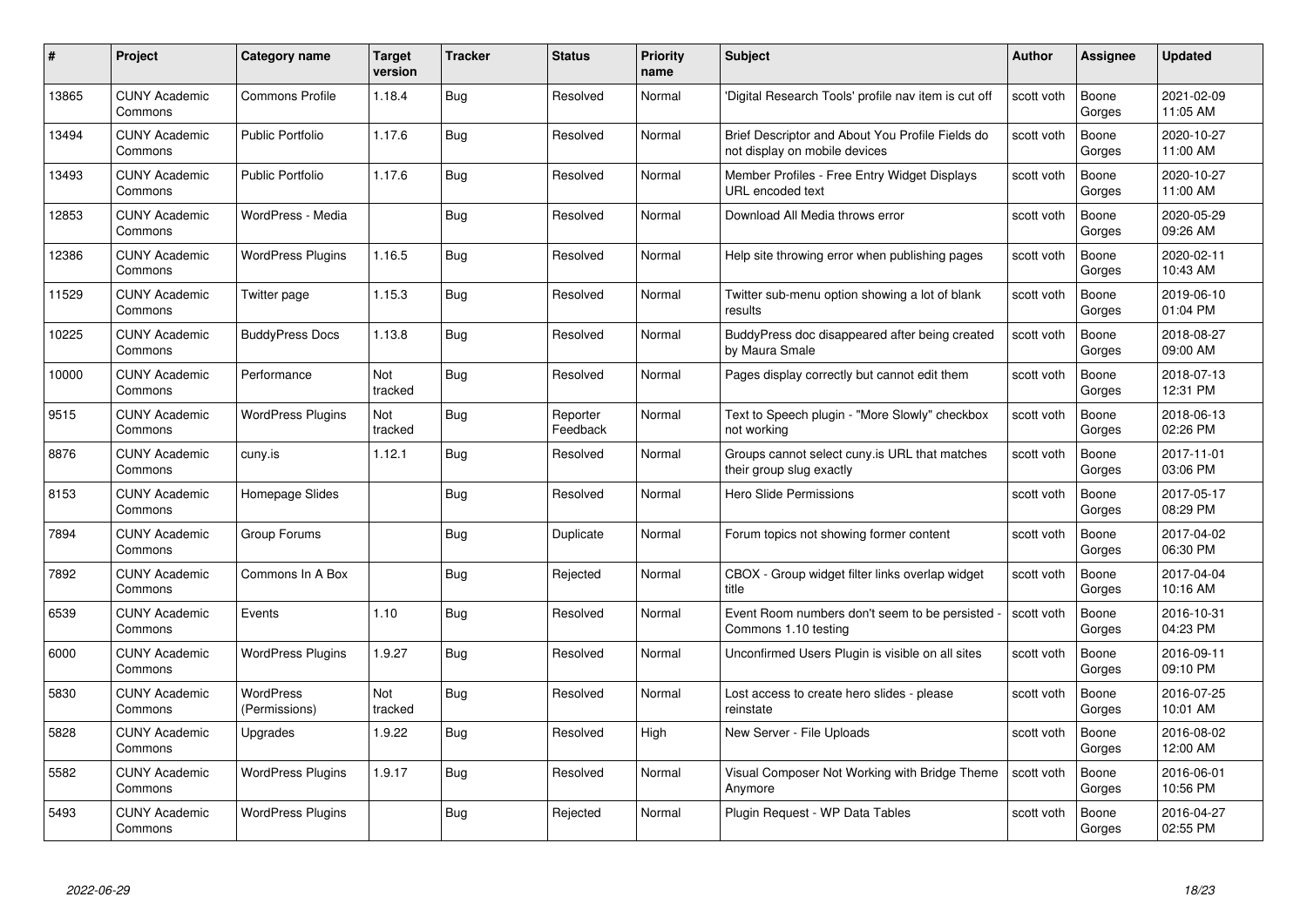| # | Project | Category name | Target version | Tracker | Status | Priority name | Subject | Author | Assignee | Updated |
|---|---|---|---|---|---|---|---|---|---|---|
| 13865 | CUNY Academic Commons | Commons Profile | 1.18.4 | Bug | Resolved | Normal | 'Digital Research Tools' profile nav item is cut off | scott voth | Boone Gorges | 2021-02-09 11:05 AM |
| 13494 | CUNY Academic Commons | Public Portfolio | 1.17.6 | Bug | Resolved | Normal | Brief Descriptor and About You Profile Fields do not display on mobile devices | scott voth | Boone Gorges | 2020-10-27 11:00 AM |
| 13493 | CUNY Academic Commons | Public Portfolio | 1.17.6 | Bug | Resolved | Normal | Member Profiles - Free Entry Widget Displays URL encoded text | scott voth | Boone Gorges | 2020-10-27 11:00 AM |
| 12853 | CUNY Academic Commons | WordPress - Media | | Bug | Resolved | Normal | Download All Media throws error | scott voth | Boone Gorges | 2020-05-29 09:26 AM |
| 12386 | CUNY Academic Commons | WordPress Plugins | 1.16.5 | Bug | Resolved | Normal | Help site throwing error when publishing pages | scott voth | Boone Gorges | 2020-02-11 10:43 AM |
| 11529 | CUNY Academic Commons | Twitter page | 1.15.3 | Bug | Resolved | Normal | Twitter sub-menu option showing a lot of blank results | scott voth | Boone Gorges | 2019-06-10 01:04 PM |
| 10225 | CUNY Academic Commons | BuddyPress Docs | 1.13.8 | Bug | Resolved | Normal | BuddyPress doc disappeared after being created by Maura Smale | scott voth | Boone Gorges | 2018-08-27 09:00 AM |
| 10000 | CUNY Academic Commons | Performance | Not tracked | Bug | Resolved | Normal | Pages display correctly but cannot edit them | scott voth | Boone Gorges | 2018-07-13 12:31 PM |
| 9515 | CUNY Academic Commons | WordPress Plugins | Not tracked | Bug | Reporter Feedback | Normal | Text to Speech plugin - "More Slowly" checkbox not working | scott voth | Boone Gorges | 2018-06-13 02:26 PM |
| 8876 | CUNY Academic Commons | cuny.is | 1.12.1 | Bug | Resolved | Normal | Groups cannot select cuny.is URL that matches their group slug exactly | scott voth | Boone Gorges | 2017-11-01 03:06 PM |
| 8153 | CUNY Academic Commons | Homepage Slides | | Bug | Resolved | Normal | Hero Slide Permissions | scott voth | Boone Gorges | 2017-05-17 08:29 PM |
| 7894 | CUNY Academic Commons | Group Forums | | Bug | Duplicate | Normal | Forum topics not showing former content | scott voth | Boone Gorges | 2017-04-02 06:30 PM |
| 7892 | CUNY Academic Commons | Commons In A Box | | Bug | Rejected | Normal | CBOX - Group widget filter links overlap widget title | scott voth | Boone Gorges | 2017-04-04 10:16 AM |
| 6539 | CUNY Academic Commons | Events | 1.10 | Bug | Resolved | Normal | Event Room numbers don't seem to be persisted - Commons 1.10 testing | scott voth | Boone Gorges | 2016-10-31 04:23 PM |
| 6000 | CUNY Academic Commons | WordPress Plugins | 1.9.27 | Bug | Resolved | Normal | Unconfirmed Users Plugin is visible on all sites | scott voth | Boone Gorges | 2016-09-11 09:10 PM |
| 5830 | CUNY Academic Commons | WordPress (Permissions) | Not tracked | Bug | Resolved | Normal | Lost access to create hero slides - please reinstate | scott voth | Boone Gorges | 2016-07-25 10:01 AM |
| 5828 | CUNY Academic Commons | Upgrades | 1.9.22 | Bug | Resolved | High | New Server - File Uploads | scott voth | Boone Gorges | 2016-08-02 12:00 AM |
| 5582 | CUNY Academic Commons | WordPress Plugins | 1.9.17 | Bug | Resolved | Normal | Visual Composer Not Working with Bridge Theme Anymore | scott voth | Boone Gorges | 2016-06-01 10:56 PM |
| 5493 | CUNY Academic Commons | WordPress Plugins | | Bug | Rejected | Normal | Plugin Request - WP Data Tables | scott voth | Boone Gorges | 2016-04-27 02:55 PM |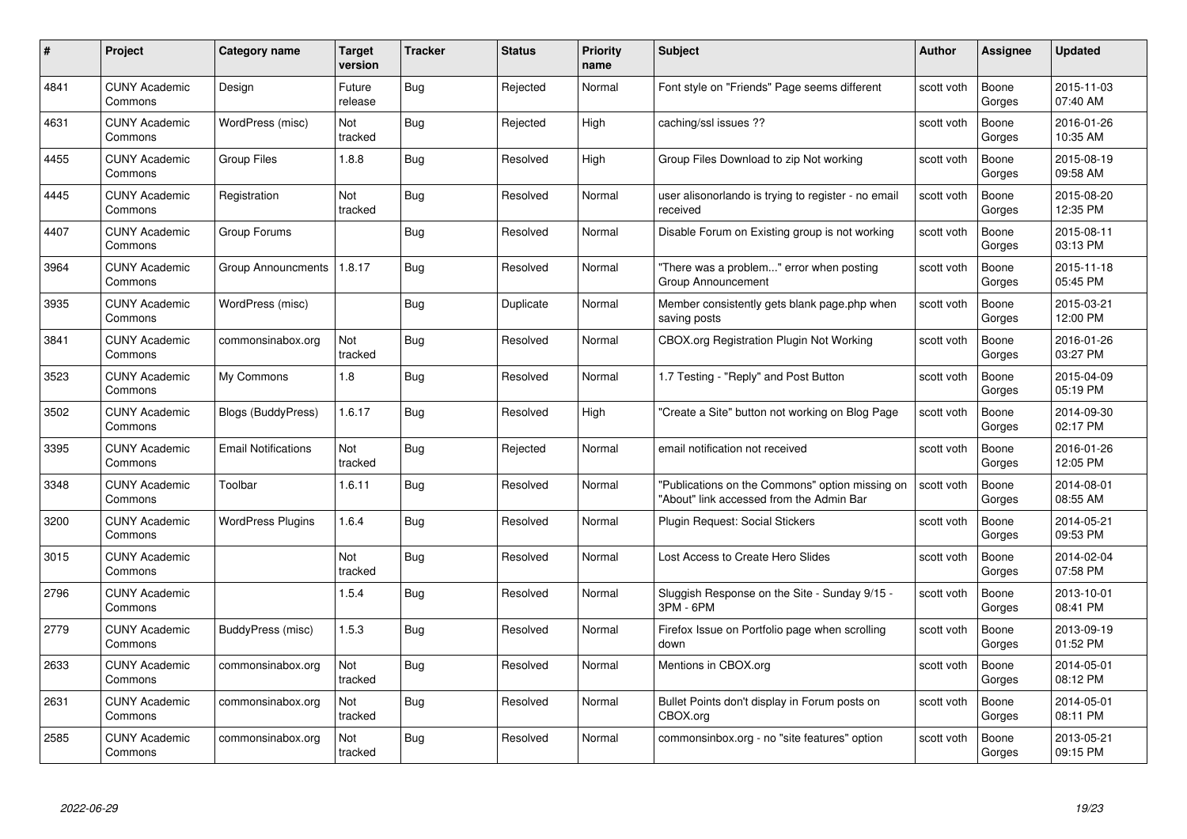| # | Project | Category name | Target version | Tracker | Status | Priority name | Subject | Author | Assignee | Updated |
|---|---|---|---|---|---|---|---|---|---|---|
| 4841 | CUNY Academic Commons | Design | Future release | Bug | Rejected | Normal | Font style on "Friends" Page seems different | scott voth | Boone Gorges | 2015-11-03 07:40 AM |
| 4631 | CUNY Academic Commons | WordPress (misc) | Not tracked | Bug | Rejected | High | caching/ssl issues ?? | scott voth | Boone Gorges | 2016-01-26 10:35 AM |
| 4455 | CUNY Academic Commons | Group Files | 1.8.8 | Bug | Resolved | High | Group Files Download to zip Not working | scott voth | Boone Gorges | 2015-08-19 09:58 AM |
| 4445 | CUNY Academic Commons | Registration | Not tracked | Bug | Resolved | Normal | user alisonorlando is trying to register - no email received | scott voth | Boone Gorges | 2015-08-20 12:35 PM |
| 4407 | CUNY Academic Commons | Group Forums | | Bug | Resolved | Normal | Disable Forum on Existing group is not working | scott voth | Boone Gorges | 2015-08-11 03:13 PM |
| 3964 | CUNY Academic Commons | Group Announcments | 1.8.17 | Bug | Resolved | Normal | "There was a problem..." error when posting Group Announcement | scott voth | Boone Gorges | 2015-11-18 05:45 PM |
| 3935 | CUNY Academic Commons | WordPress (misc) | | Bug | Duplicate | Normal | Member consistently gets blank page.php when saving posts | scott voth | Boone Gorges | 2015-03-21 12:00 PM |
| 3841 | CUNY Academic Commons | commonsinabox.org | Not tracked | Bug | Resolved | Normal | CBOX.org Registration Plugin Not Working | scott voth | Boone Gorges | 2016-01-26 03:27 PM |
| 3523 | CUNY Academic Commons | My Commons | 1.8 | Bug | Resolved | Normal | 1.7 Testing - "Reply" and Post Button | scott voth | Boone Gorges | 2015-04-09 05:19 PM |
| 3502 | CUNY Academic Commons | Blogs (BuddyPress) | 1.6.17 | Bug | Resolved | High | "Create a Site" button not working on Blog Page | scott voth | Boone Gorges | 2014-09-30 02:17 PM |
| 3395 | CUNY Academic Commons | Email Notifications | Not tracked | Bug | Rejected | Normal | email notification not received | scott voth | Boone Gorges | 2016-01-26 12:05 PM |
| 3348 | CUNY Academic Commons | Toolbar | 1.6.11 | Bug | Resolved | Normal | "Publications on the Commons" option missing on "About" link accessed from the Admin Bar | scott voth | Boone Gorges | 2014-08-01 08:55 AM |
| 3200 | CUNY Academic Commons | WordPress Plugins | 1.6.4 | Bug | Resolved | Normal | Plugin Request: Social Stickers | scott voth | Boone Gorges | 2014-05-21 09:53 PM |
| 3015 | CUNY Academic Commons | | Not tracked | Bug | Resolved | Normal | Lost Access to Create Hero Slides | scott voth | Boone Gorges | 2014-02-04 07:58 PM |
| 2796 | CUNY Academic Commons | | 1.5.4 | Bug | Resolved | Normal | Sluggish Response on the Site - Sunday 9/15 - 3PM - 6PM | scott voth | Boone Gorges | 2013-10-01 08:41 PM |
| 2779 | CUNY Academic Commons | BuddyPress (misc) | 1.5.3 | Bug | Resolved | Normal | Firefox Issue on Portfolio page when scrolling down | scott voth | Boone Gorges | 2013-09-19 01:52 PM |
| 2633 | CUNY Academic Commons | commonsinabox.org | Not tracked | Bug | Resolved | Normal | Mentions in CBOX.org | scott voth | Boone Gorges | 2014-05-01 08:12 PM |
| 2631 | CUNY Academic Commons | commonsinabox.org | Not tracked | Bug | Resolved | Normal | Bullet Points don't display in Forum posts on CBOX.org | scott voth | Boone Gorges | 2014-05-01 08:11 PM |
| 2585 | CUNY Academic Commons | commonsinabox.org | Not tracked | Bug | Resolved | Normal | commonsinbox.org - no "site features" option | scott voth | Boone Gorges | 2013-05-21 09:15 PM |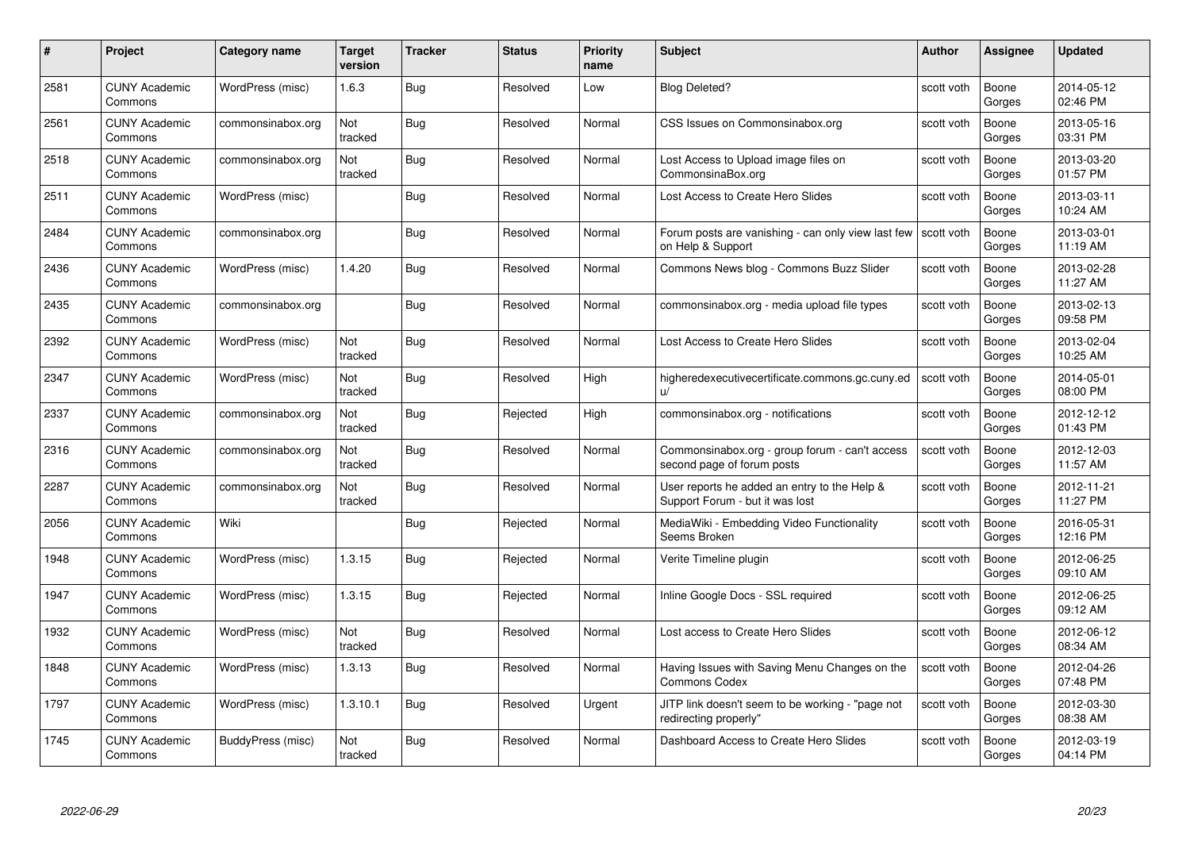| # | Project | Category name | Target version | Tracker | Status | Priority name | Subject | Author | Assignee | Updated |
|---|---|---|---|---|---|---|---|---|---|---|
| 2581 | CUNY Academic Commons | WordPress (misc) | 1.6.3 | Bug | Resolved | Low | Blog Deleted? | scott voth | Boone Gorges | 2014-05-12 02:46 PM |
| 2561 | CUNY Academic Commons | commonsinabox.org | Not tracked | Bug | Resolved | Normal | CSS Issues on Commonsinabox.org | scott voth | Boone Gorges | 2013-05-16 03:31 PM |
| 2518 | CUNY Academic Commons | commonsinabox.org | Not tracked | Bug | Resolved | Normal | Lost Access to Upload image files on CommonsinaBox.org | scott voth | Boone Gorges | 2013-03-20 01:57 PM |
| 2511 | CUNY Academic Commons | WordPress (misc) | | Bug | Resolved | Normal | Lost Access to Create Hero Slides | scott voth | Boone Gorges | 2013-03-11 10:24 AM |
| 2484 | CUNY Academic Commons | commonsinabox.org | | Bug | Resolved | Normal | Forum posts are vanishing - can only view last few on Help & Support | scott voth | Boone Gorges | 2013-03-01 11:19 AM |
| 2436 | CUNY Academic Commons | WordPress (misc) | 1.4.20 | Bug | Resolved | Normal | Commons News blog - Commons Buzz Slider | scott voth | Boone Gorges | 2013-02-28 11:27 AM |
| 2435 | CUNY Academic Commons | commonsinabox.org | | Bug | Resolved | Normal | commonsinabox.org - media upload file types | scott voth | Boone Gorges | 2013-02-13 09:58 PM |
| 2392 | CUNY Academic Commons | WordPress (misc) | Not tracked | Bug | Resolved | Normal | Lost Access to Create Hero Slides | scott voth | Boone Gorges | 2013-02-04 10:25 AM |
| 2347 | CUNY Academic Commons | WordPress (misc) | Not tracked | Bug | Resolved | High | higheredexecutivecertificate.commons.gc.cuny.edu/ | scott voth | Boone Gorges | 2014-05-01 08:00 PM |
| 2337 | CUNY Academic Commons | commonsinabox.org | Not tracked | Bug | Rejected | High | commonsinabox.org - notifications | scott voth | Boone Gorges | 2012-12-12 01:43 PM |
| 2316 | CUNY Academic Commons | commonsinabox.org | Not tracked | Bug | Resolved | Normal | Commonsinabox.org - group forum - can't access second page of forum posts | scott voth | Boone Gorges | 2012-12-03 11:57 AM |
| 2287 | CUNY Academic Commons | commonsinabox.org | Not tracked | Bug | Resolved | Normal | User reports he added an entry to the Help & Support Forum - but it was lost | scott voth | Boone Gorges | 2012-11-21 11:27 PM |
| 2056 | CUNY Academic Commons | Wiki | | Bug | Rejected | Normal | MediaWiki - Embedding Video Functionality Seems Broken | scott voth | Boone Gorges | 2016-05-31 12:16 PM |
| 1948 | CUNY Academic Commons | WordPress (misc) | 1.3.15 | Bug | Rejected | Normal | Verite Timeline plugin | scott voth | Boone Gorges | 2012-06-25 09:10 AM |
| 1947 | CUNY Academic Commons | WordPress (misc) | 1.3.15 | Bug | Rejected | Normal | Inline Google Docs - SSL required | scott voth | Boone Gorges | 2012-06-25 09:12 AM |
| 1932 | CUNY Academic Commons | WordPress (misc) | Not tracked | Bug | Resolved | Normal | Lost access to Create Hero Slides | scott voth | Boone Gorges | 2012-06-12 08:34 AM |
| 1848 | CUNY Academic Commons | WordPress (misc) | 1.3.13 | Bug | Resolved | Normal | Having Issues with Saving Menu Changes on the Commons Codex | scott voth | Boone Gorges | 2012-04-26 07:48 PM |
| 1797 | CUNY Academic Commons | WordPress (misc) | 1.3.10.1 | Bug | Resolved | Urgent | JITP link doesn't seem to be working - "page not redirecting properly" | scott voth | Boone Gorges | 2012-03-30 08:38 AM |
| 1745 | CUNY Academic Commons | BuddyPress (misc) | Not tracked | Bug | Resolved | Normal | Dashboard Access to Create Hero Slides | scott voth | Boone Gorges | 2012-03-19 04:14 PM |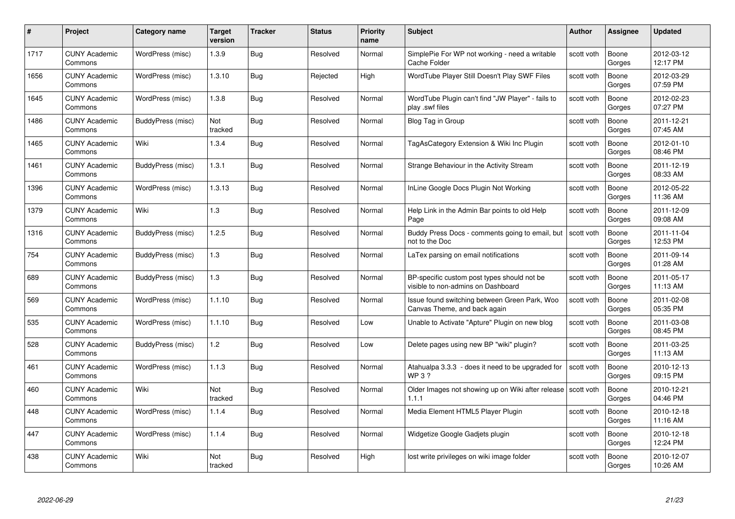| # | Project | Category name | Target version | Tracker | Status | Priority name | Subject | Author | Assignee | Updated |
|---|---|---|---|---|---|---|---|---|---|---|
| 1717 | CUNY Academic Commons | WordPress (misc) | 1.3.9 | Bug | Resolved | Normal | SimplePie For WP not working - need a writable Cache Folder | scott voth | Boone Gorges | 2012-03-12 12:17 PM |
| 1656 | CUNY Academic Commons | WordPress (misc) | 1.3.10 | Bug | Rejected | High | WordTube Player Still Doesn't Play SWF Files | scott voth | Boone Gorges | 2012-03-29 07:59 PM |
| 1645 | CUNY Academic Commons | WordPress (misc) | 1.3.8 | Bug | Resolved | Normal | WordTube Plugin can't find "JW Player" - fails to play .swf files | scott voth | Boone Gorges | 2012-02-23 07:27 PM |
| 1486 | CUNY Academic Commons | BuddyPress (misc) | Not tracked | Bug | Resolved | Normal | Blog Tag in Group | scott voth | Boone Gorges | 2011-12-21 07:45 AM |
| 1465 | CUNY Academic Commons | Wiki | 1.3.4 | Bug | Resolved | Normal | TagAsCategory Extension & Wiki Inc Plugin | scott voth | Boone Gorges | 2012-01-10 08:46 PM |
| 1461 | CUNY Academic Commons | BuddyPress (misc) | 1.3.1 | Bug | Resolved | Normal | Strange Behaviour in the Activity Stream | scott voth | Boone Gorges | 2011-12-19 08:33 AM |
| 1396 | CUNY Academic Commons | WordPress (misc) | 1.3.13 | Bug | Resolved | Normal | InLine Google Docs Plugin Not Working | scott voth | Boone Gorges | 2012-05-22 11:36 AM |
| 1379 | CUNY Academic Commons | Wiki | 1.3 | Bug | Resolved | Normal | Help Link in the Admin Bar points to old Help Page | scott voth | Boone Gorges | 2011-12-09 09:08 AM |
| 1316 | CUNY Academic Commons | BuddyPress (misc) | 1.2.5 | Bug | Resolved | Normal | Buddy Press Docs - comments going to email, but not to the Doc | scott voth | Boone Gorges | 2011-11-04 12:53 PM |
| 754 | CUNY Academic Commons | BuddyPress (misc) | 1.3 | Bug | Resolved | Normal | LaTex parsing on email notifications | scott voth | Boone Gorges | 2011-09-14 01:28 AM |
| 689 | CUNY Academic Commons | BuddyPress (misc) | 1.3 | Bug | Resolved | Normal | BP-specific custom post types should not be visible to non-admins on Dashboard | scott voth | Boone Gorges | 2011-05-17 11:13 AM |
| 569 | CUNY Academic Commons | WordPress (misc) | 1.1.10 | Bug | Resolved | Normal | Issue found switching between Green Park, Woo Canvas Theme, and back again | scott voth | Boone Gorges | 2011-02-08 05:35 PM |
| 535 | CUNY Academic Commons | WordPress (misc) | 1.1.10 | Bug | Resolved | Low | Unable to Activate "Apture" Plugin on new blog | scott voth | Boone Gorges | 2011-03-08 08:45 PM |
| 528 | CUNY Academic Commons | BuddyPress (misc) | 1.2 | Bug | Resolved | Low | Delete pages using new BP "wiki" plugin? | scott voth | Boone Gorges | 2011-03-25 11:13 AM |
| 461 | CUNY Academic Commons | WordPress (misc) | 1.1.3 | Bug | Resolved | Normal | Atahualpa 3.3.3 - does it need to be upgraded for WP 3 ? | scott voth | Boone Gorges | 2010-12-13 09:15 PM |
| 460 | CUNY Academic Commons | Wiki | Not tracked | Bug | Resolved | Normal | Older Images not showing up on Wiki after release 1.1.1 | scott voth | Boone Gorges | 2010-12-21 04:46 PM |
| 448 | CUNY Academic Commons | WordPress (misc) | 1.1.4 | Bug | Resolved | Normal | Media Element HTML5 Player Plugin | scott voth | Boone Gorges | 2010-12-18 11:16 AM |
| 447 | CUNY Academic Commons | WordPress (misc) | 1.1.4 | Bug | Resolved | Normal | Widgetize Google Gadjets plugin | scott voth | Boone Gorges | 2010-12-18 12:24 PM |
| 438 | CUNY Academic Commons | Wiki | Not tracked | Bug | Resolved | High | lost write privileges on wiki image folder | scott voth | Boone Gorges | 2010-12-07 10:26 AM |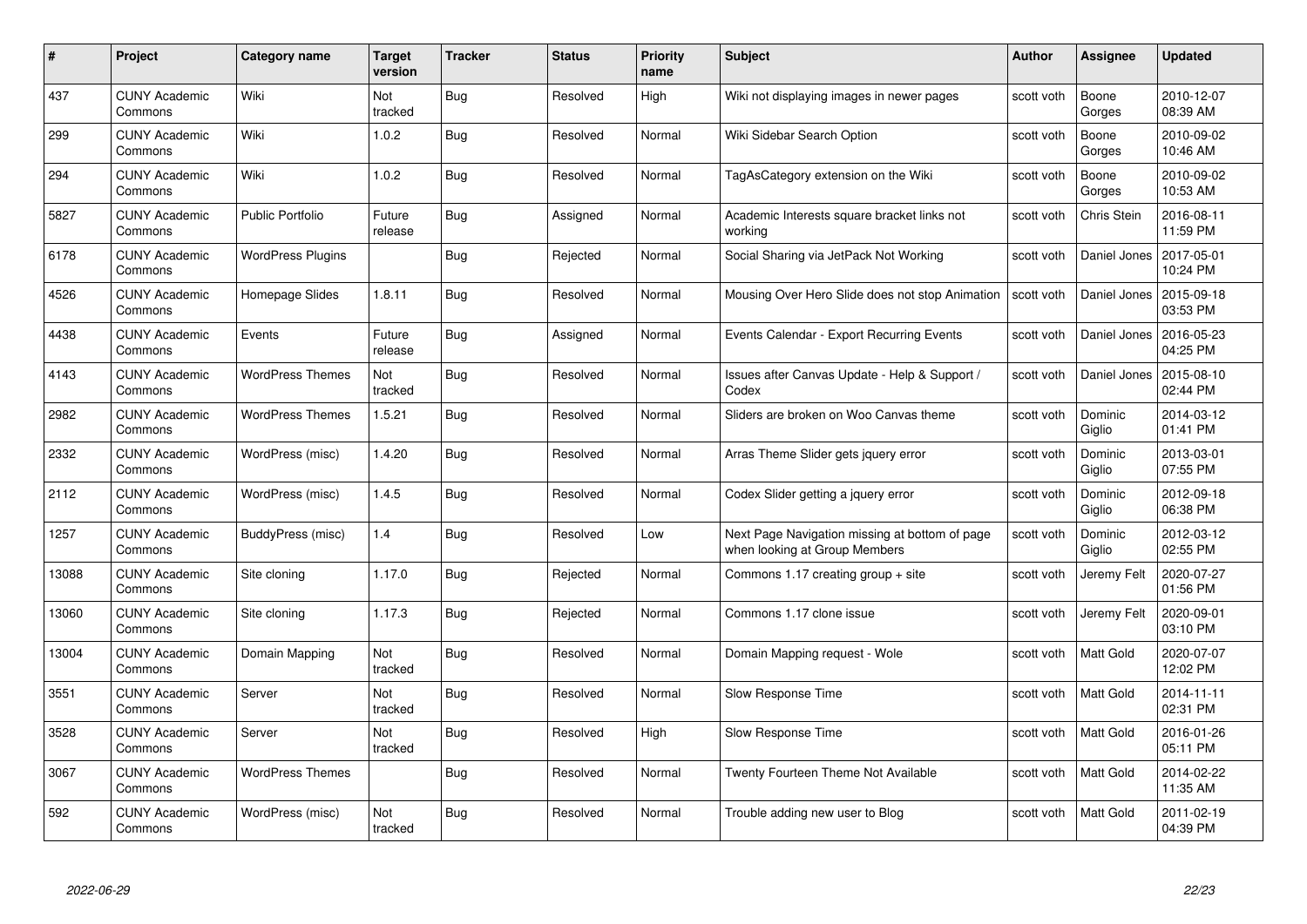| # | Project | Category name | Target version | Tracker | Status | Priority name | Subject | Author | Assignee | Updated |
| --- | --- | --- | --- | --- | --- | --- | --- | --- | --- | --- |
| 437 | CUNY Academic Commons | Wiki | Not tracked | Bug | Resolved | High | Wiki not displaying images in newer pages | scott voth | Boone Gorges | 2010-12-07 08:39 AM |
| 299 | CUNY Academic Commons | Wiki | 1.0.2 | Bug | Resolved | Normal | Wiki Sidebar Search Option | scott voth | Boone Gorges | 2010-09-02 10:46 AM |
| 294 | CUNY Academic Commons | Wiki | 1.0.2 | Bug | Resolved | Normal | TagAsCategory extension on the Wiki | scott voth | Boone Gorges | 2010-09-02 10:53 AM |
| 5827 | CUNY Academic Commons | Public Portfolio | Future release | Bug | Assigned | Normal | Academic Interests square bracket links not working | scott voth | Chris Stein | 2016-08-11 11:59 PM |
| 6178 | CUNY Academic Commons | WordPress Plugins | | Bug | Rejected | Normal | Social Sharing via JetPack Not Working | scott voth | Daniel Jones | 2017-05-01 10:24 PM |
| 4526 | CUNY Academic Commons | Homepage Slides | 1.8.11 | Bug | Resolved | Normal | Mousing Over Hero Slide does not stop Animation | scott voth | Daniel Jones | 2015-09-18 03:53 PM |
| 4438 | CUNY Academic Commons | Events | Future release | Bug | Assigned | Normal | Events Calendar - Export Recurring Events | scott voth | Daniel Jones | 2016-05-23 04:25 PM |
| 4143 | CUNY Academic Commons | WordPress Themes | Not tracked | Bug | Resolved | Normal | Issues after Canvas Update - Help & Support / Codex | scott voth | Daniel Jones | 2015-08-10 02:44 PM |
| 2982 | CUNY Academic Commons | WordPress Themes | 1.5.21 | Bug | Resolved | Normal | Sliders are broken on Woo Canvas theme | scott voth | Dominic Giglio | 2014-03-12 01:41 PM |
| 2332 | CUNY Academic Commons | WordPress (misc) | 1.4.20 | Bug | Resolved | Normal | Arras Theme Slider gets jquery error | scott voth | Dominic Giglio | 2013-03-01 07:55 PM |
| 2112 | CUNY Academic Commons | WordPress (misc) | 1.4.5 | Bug | Resolved | Normal | Codex Slider getting a jquery error | scott voth | Dominic Giglio | 2012-09-18 06:38 PM |
| 1257 | CUNY Academic Commons | BuddyPress (misc) | 1.4 | Bug | Resolved | Low | Next Page Navigation missing at bottom of page when looking at Group Members | scott voth | Dominic Giglio | 2012-03-12 02:55 PM |
| 13088 | CUNY Academic Commons | Site cloning | 1.17.0 | Bug | Rejected | Normal | Commons 1.17 creating group + site | scott voth | Jeremy Felt | 2020-07-27 01:56 PM |
| 13060 | CUNY Academic Commons | Site cloning | 1.17.3 | Bug | Rejected | Normal | Commons 1.17 clone issue | scott voth | Jeremy Felt | 2020-09-01 03:10 PM |
| 13004 | CUNY Academic Commons | Domain Mapping | Not tracked | Bug | Resolved | Normal | Domain Mapping request - Wole | scott voth | Matt Gold | 2020-07-07 12:02 PM |
| 3551 | CUNY Academic Commons | Server | Not tracked | Bug | Resolved | Normal | Slow Response Time | scott voth | Matt Gold | 2014-11-11 02:31 PM |
| 3528 | CUNY Academic Commons | Server | Not tracked | Bug | Resolved | High | Slow Response Time | scott voth | Matt Gold | 2016-01-26 05:11 PM |
| 3067 | CUNY Academic Commons | WordPress Themes | | Bug | Resolved | Normal | Twenty Fourteen Theme Not Available | scott voth | Matt Gold | 2014-02-22 11:35 AM |
| 592 | CUNY Academic Commons | WordPress (misc) | Not tracked | Bug | Resolved | Normal | Trouble adding new user to Blog | scott voth | Matt Gold | 2011-02-19 04:39 PM |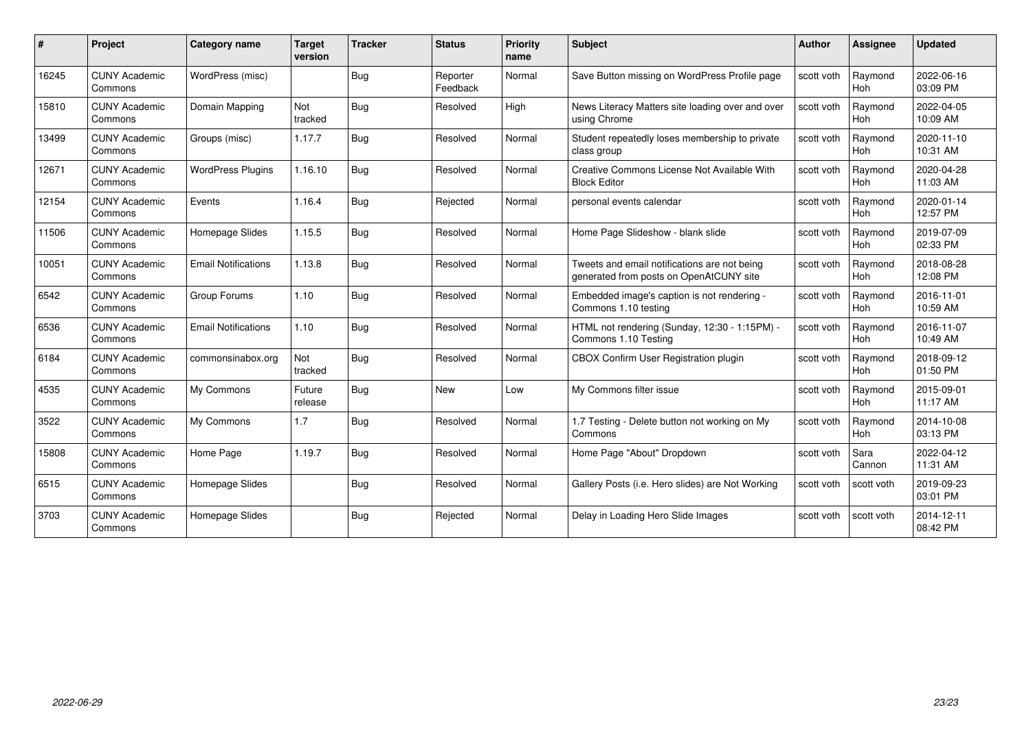| # | Project | Category name | Target version | Tracker | Status | Priority name | Subject | Author | Assignee | Updated |
|---|---|---|---|---|---|---|---|---|---|---|
| 16245 | CUNY Academic Commons | WordPress (misc) | | Bug | Reporter Feedback | Normal | Save Button missing on WordPress Profile page | scott voth | Raymond Hoh | 2022-06-16 03:09 PM |
| 15810 | CUNY Academic Commons | Domain Mapping | Not tracked | Bug | Resolved | High | News Literacy Matters site loading over and over using Chrome | scott voth | Raymond Hoh | 2022-04-05 10:09 AM |
| 13499 | CUNY Academic Commons | Groups (misc) | 1.17.7 | Bug | Resolved | Normal | Student repeatedly loses membership to private class group | scott voth | Raymond Hoh | 2020-11-10 10:31 AM |
| 12671 | CUNY Academic Commons | WordPress Plugins | 1.16.10 | Bug | Resolved | Normal | Creative Commons License Not Available With Block Editor | scott voth | Raymond Hoh | 2020-04-28 11:03 AM |
| 12154 | CUNY Academic Commons | Events | 1.16.4 | Bug | Rejected | Normal | personal events calendar | scott voth | Raymond Hoh | 2020-01-14 12:57 PM |
| 11506 | CUNY Academic Commons | Homepage Slides | 1.15.5 | Bug | Resolved | Normal | Home Page Slideshow - blank slide | scott voth | Raymond Hoh | 2019-07-09 02:33 PM |
| 10051 | CUNY Academic Commons | Email Notifications | 1.13.8 | Bug | Resolved | Normal | Tweets and email notifications are not being generated from posts on OpenAtCUNY site | scott voth | Raymond Hoh | 2018-08-28 12:08 PM |
| 6542 | CUNY Academic Commons | Group Forums | 1.10 | Bug | Resolved | Normal | Embedded image's caption is not rendering - Commons 1.10 testing | scott voth | Raymond Hoh | 2016-11-01 10:59 AM |
| 6536 | CUNY Academic Commons | Email Notifications | 1.10 | Bug | Resolved | Normal | HTML not rendering (Sunday, 12:30 - 1:15PM) - Commons 1.10 Testing | scott voth | Raymond Hoh | 2016-11-07 10:49 AM |
| 6184 | CUNY Academic Commons | commonsinabox.org | Not tracked | Bug | Resolved | Normal | CBOX Confirm User Registration plugin | scott voth | Raymond Hoh | 2018-09-12 01:50 PM |
| 4535 | CUNY Academic Commons | My Commons | Future release | Bug | New | Low | My Commons filter issue | scott voth | Raymond Hoh | 2015-09-01 11:17 AM |
| 3522 | CUNY Academic Commons | My Commons | 1.7 | Bug | Resolved | Normal | 1.7 Testing - Delete button not working on My Commons | scott voth | Raymond Hoh | 2014-10-08 03:13 PM |
| 15808 | CUNY Academic Commons | Home Page | 1.19.7 | Bug | Resolved | Normal | Home Page "About" Dropdown | scott voth | Sara Cannon | 2022-04-12 11:31 AM |
| 6515 | CUNY Academic Commons | Homepage Slides | | Bug | Resolved | Normal | Gallery Posts (i.e. Hero slides) are Not Working | scott voth | scott voth | 2019-09-23 03:01 PM |
| 3703 | CUNY Academic Commons | Homepage Slides | | Bug | Rejected | Normal | Delay in Loading Hero Slide Images | scott voth | scott voth | 2014-12-11 08:42 PM |